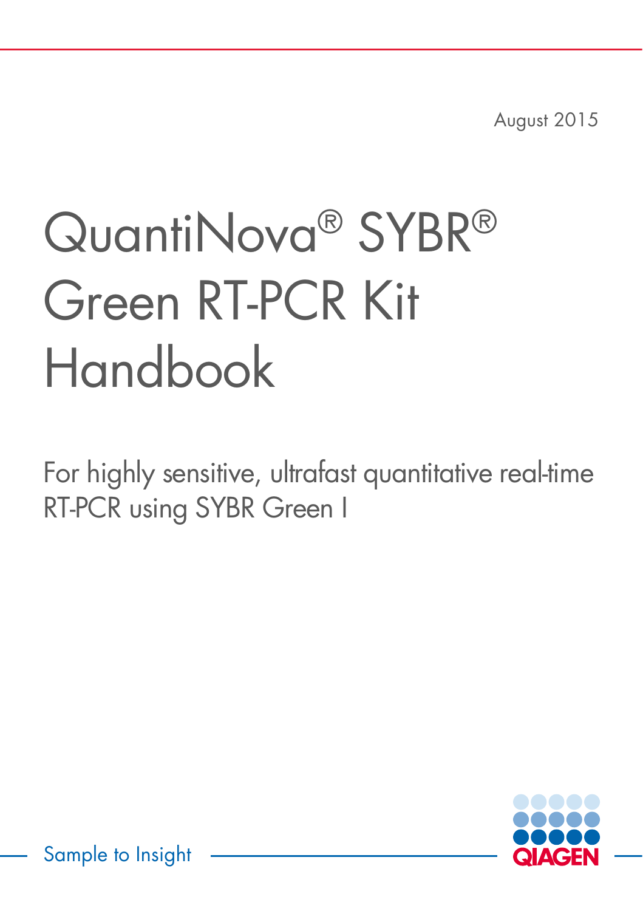August 2015

# QuantiNova® SYBR® Green RT-PCR Kit Handbook

For highly sensitive, ultrafast quantitative real-time RT-PCR using SYBR Green I

Sample to Insight

QIAGEN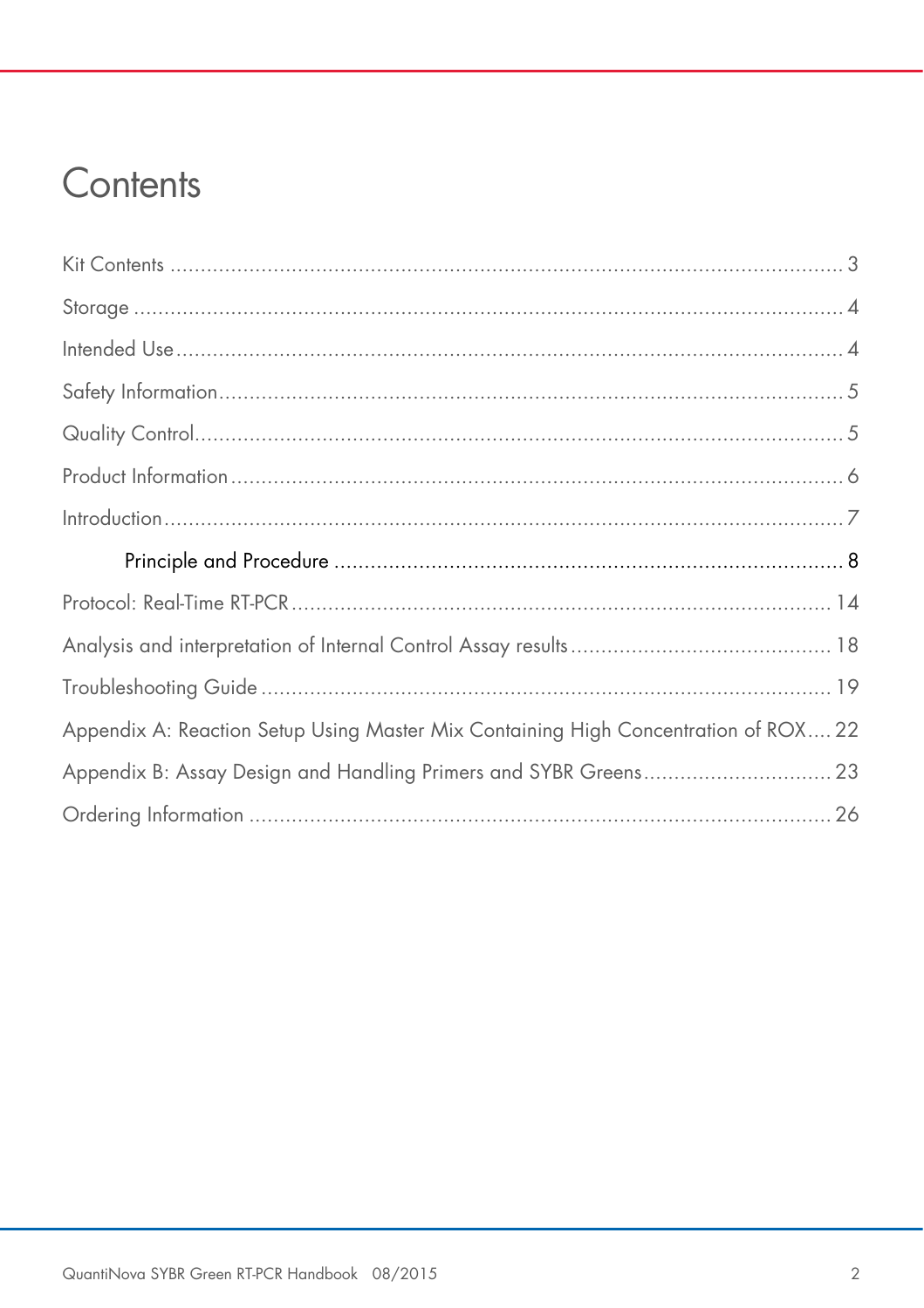# Contents

Kit Contents .......... 3

Storage .......... 4

Intended Use .......... 4

Safety Information .......... 5

Quality Control .......... 5

Product Information .......... 6

Introduction .......... 7

    Principle and Procedure .......... 8

Protocol: Real-Time RT-PCR .......... 14

Analysis and interpretation of Internal Control Assay results .......... 18

Troubleshooting Guide .......... 19

Appendix A: Reaction Setup Using Master Mix Containing High Concentration of ROX .......... 22

Appendix B: Assay Design and Handling Primers and SYBR Greens .......... 23

Ordering Information .......... 26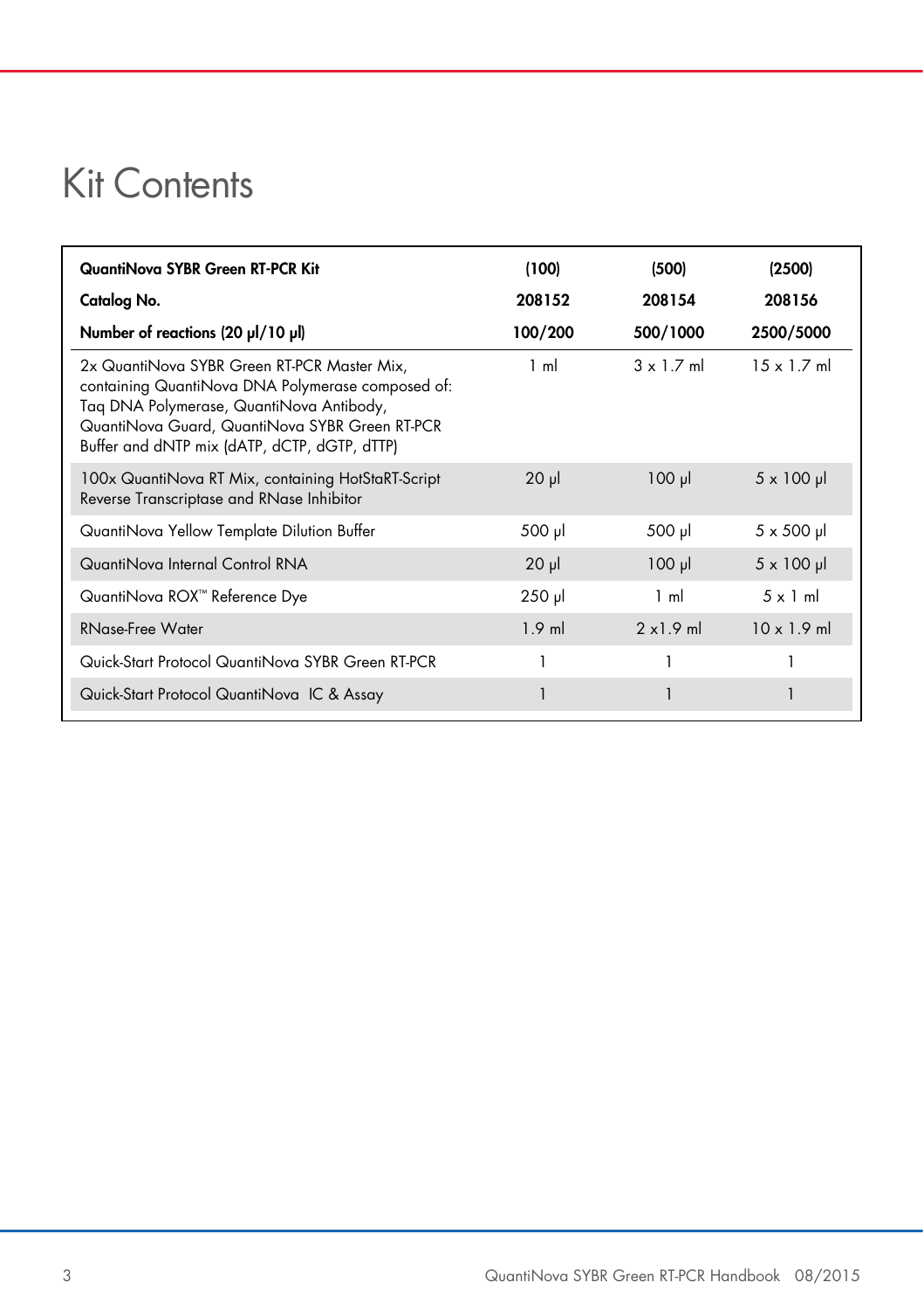# Kit Contents

| QuantiNova SYBR Green RT-PCR Kit | (100) | (500) | (2500) |
|---|---|---|---|
| **Catalog No.** | **208152** | **208154** | **208156** |
| **Number of reactions (20 µl/10 µl)** | **100/200** | **500/1000** | **2500/5000** |
| 2x QuantiNova SYBR Green RT-PCR Master Mix, containing QuantiNova DNA Polymerase composed of: Taq DNA Polymerase, QuantiNova Antibody, QuantiNova Guard, QuantiNova SYBR Green RT-PCR Buffer and dNTP mix (dATP, dCTP, dGTP, dTTP) | 1 ml | 3 x 1.7 ml | 15 x 1.7 ml |
| 100x QuantiNova RT Mix, containing HotStaRT-Script Reverse Transcriptase and RNase Inhibitor | 20 µl | 100 µl | 5 x 100 µl |
| QuantiNova Yellow Template Dilution Buffer | 500 µl | 500 µl | 5 x 500 µl |
| QuantiNova Internal Control RNA | 20 µl | 100 µl | 5 x 100 µl |
| QuantiNova ROX™ Reference Dye | 250 µl | 1 ml | 5 x 1 ml |
| RNase-Free Water | 1.9 ml | 2 x1.9 ml | 10 x 1.9 ml |
| Quick-Start Protocol QuantiNova SYBR Green RT-PCR | 1 | 1 | 1 |
| Quick-Start Protocol QuantiNova IC & Assay | 1 | 1 | 1 |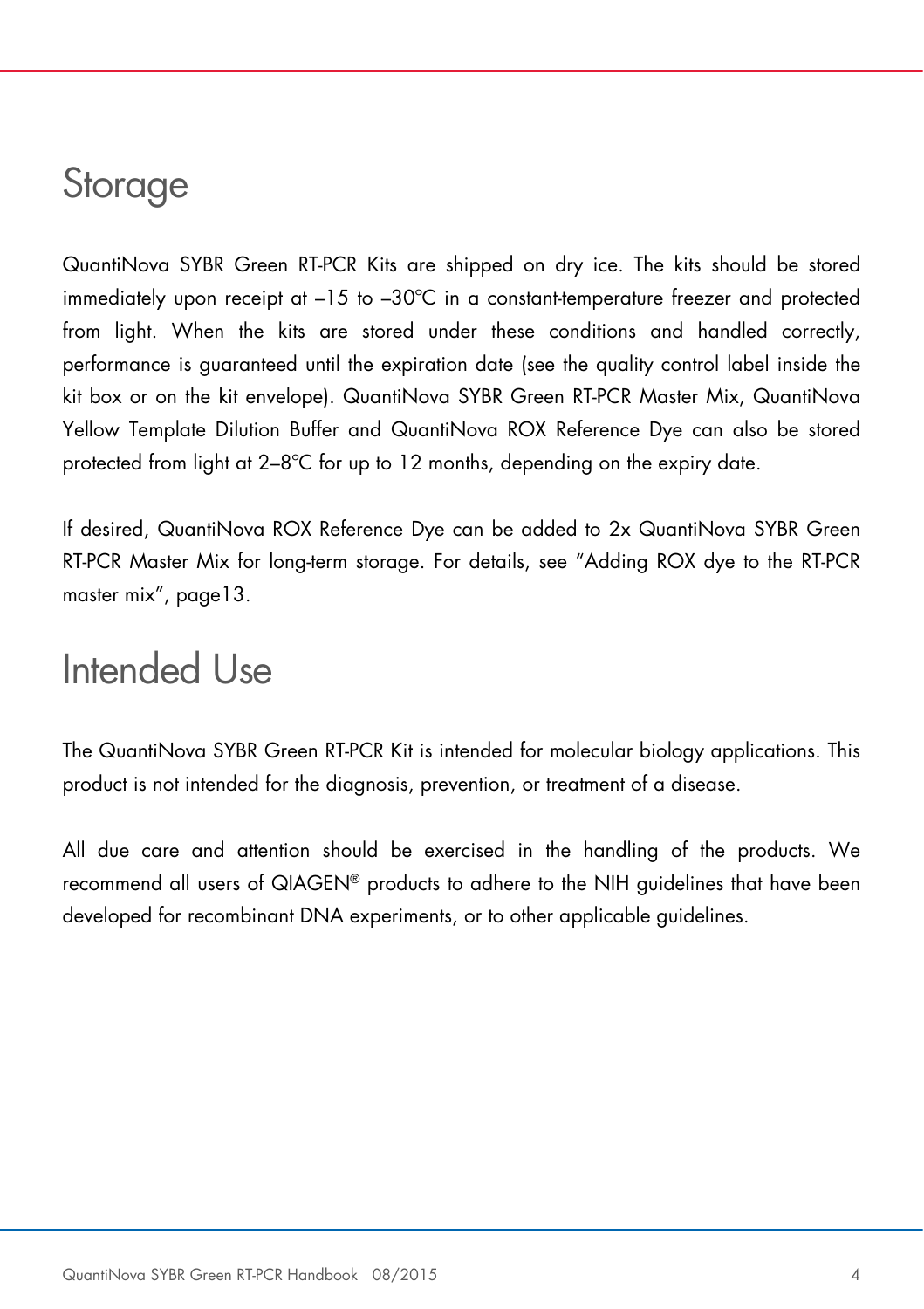# Storage

QuantiNova SYBR Green RT-PCR Kits are shipped on dry ice. The kits should be stored immediately upon receipt at –15 to –30°C in a constant-temperature freezer and protected from light. When the kits are stored under these conditions and handled correctly, performance is guaranteed until the expiration date (see the quality control label inside the kit box or on the kit envelope). QuantiNova SYBR Green RT-PCR Master Mix, QuantiNova Yellow Template Dilution Buffer and QuantiNova ROX Reference Dye can also be stored protected from light at 2–8°C for up to 12 months, depending on the expiry date.

If desired, QuantiNova ROX Reference Dye can be added to 2x QuantiNova SYBR Green RT-PCR Master Mix for long-term storage. For details, see "Adding ROX dye to the RT-PCR master mix", page13.

# Intended Use

The QuantiNova SYBR Green RT-PCR Kit is intended for molecular biology applications. This product is not intended for the diagnosis, prevention, or treatment of a disease.

All due care and attention should be exercised in the handling of the products. We recommend all users of QIAGEN® products to adhere to the NIH guidelines that have been developed for recombinant DNA experiments, or to other applicable guidelines.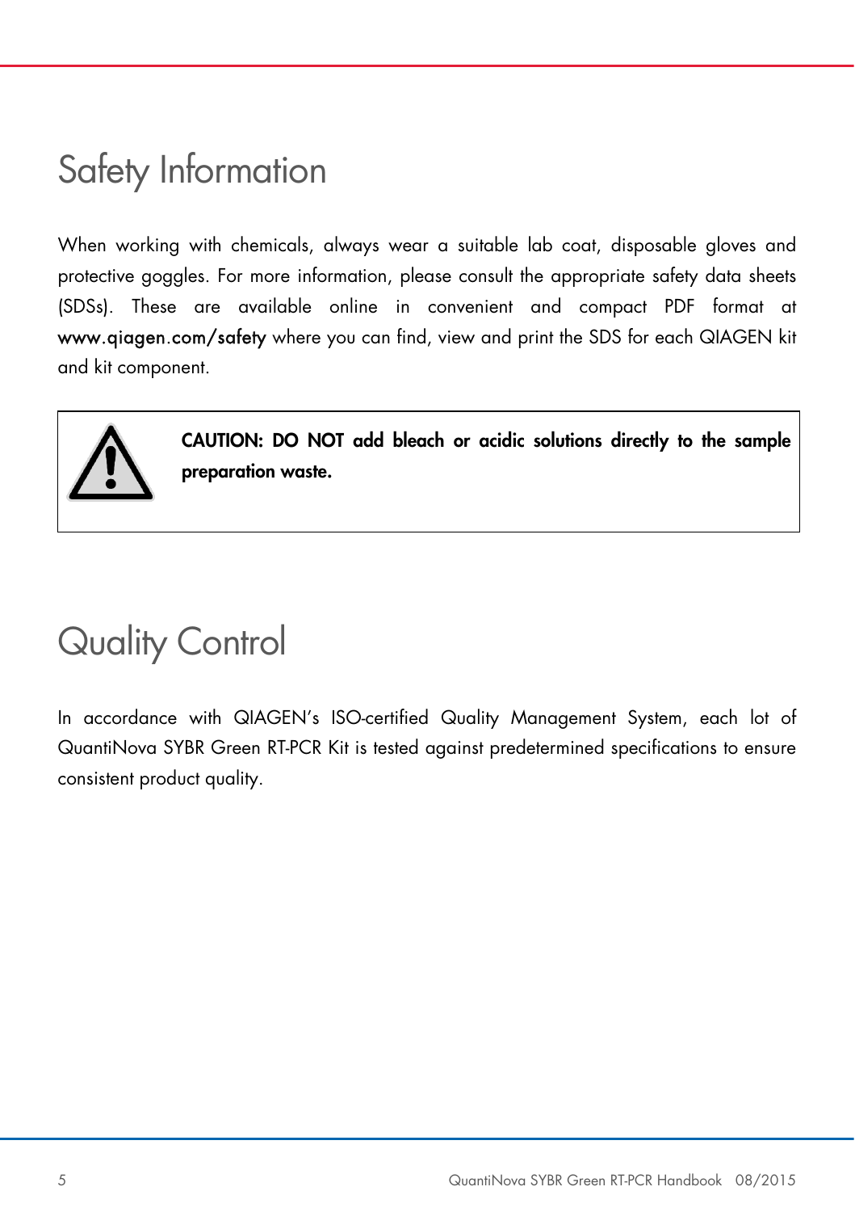# Safety Information

When working with chemicals, always wear a suitable lab coat, disposable gloves and protective goggles. For more information, please consult the appropriate safety data sheets (SDSs). These are available online in convenient and compact PDF format at **www.qiagen.com/safety** where you can find, view and print the SDS for each QIAGEN kit and kit component.

**CAUTION: DO NOT add bleach or acidic solutions directly to the sample preparation waste.**

# Quality Control

In accordance with QIAGEN's ISO-certified Quality Management System, each lot of QuantiNova SYBR Green RT-PCR Kit is tested against predetermined specifications to ensure consistent product quality.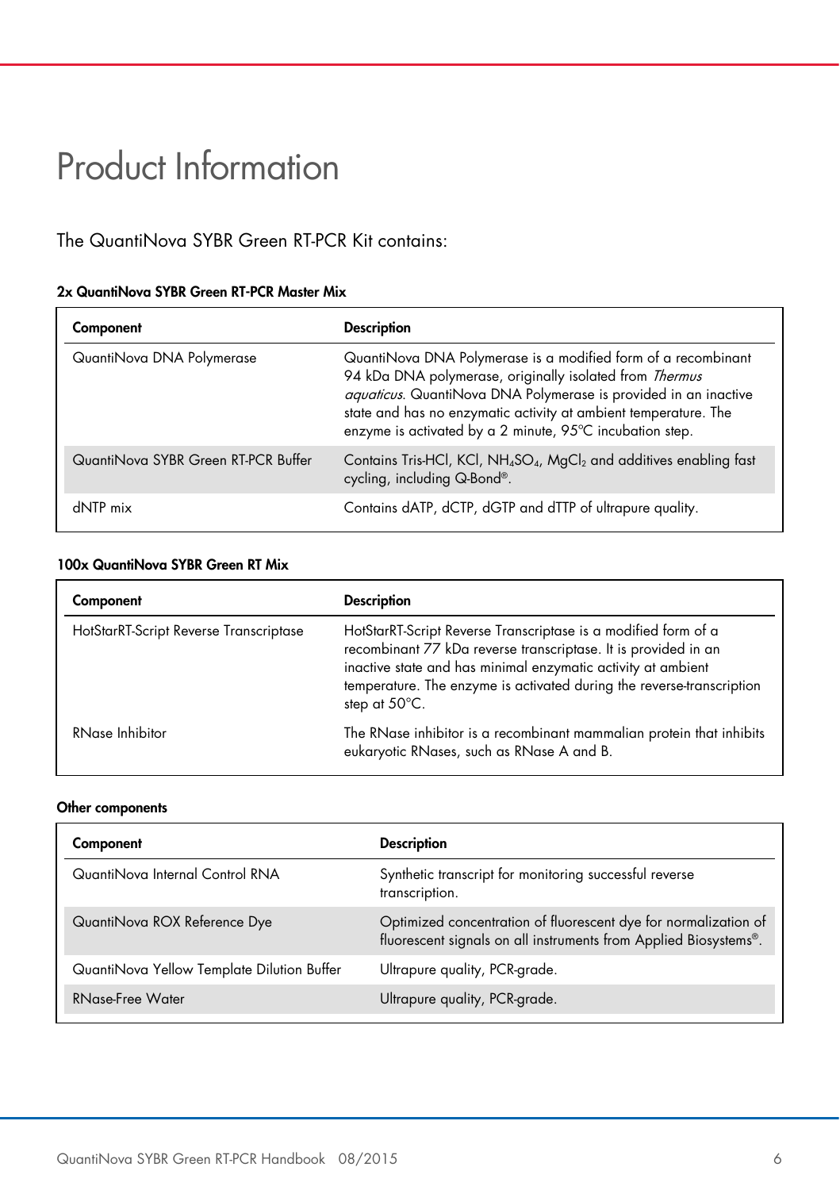# Product Information

The QuantiNova SYBR Green RT-PCR Kit contains:

**2x QuantiNova SYBR Green RT-PCR Master Mix**

| Component | Description |
|---|---|
| QuantiNova DNA Polymerase | QuantiNova DNA Polymerase is a modified form of a recombinant 94 kDa DNA polymerase, originally isolated from *Thermus aquaticus*. QuantiNova DNA Polymerase is provided in an inactive state and has no enzymatic activity at ambient temperature. The enzyme is activated by a 2 minute, 95°C incubation step. |
| QuantiNova SYBR Green RT-PCR Buffer | Contains Tris-HCl, KCl, $NH_4SO_4$, $MgCl_2$ and additives enabling fast cycling, including Q-Bond®. |
| dNTP mix | Contains dATP, dCTP, dGTP and dTTP of ultrapure quality. |

**100x QuantiNova SYBR Green RT Mix**

| Component | Description |
|---|---|
| HotStarRT-Script Reverse Transcriptase | HotStarRT-Script Reverse Transcriptase is a modified form of a recombinant 77 kDa reverse transcriptase. It is provided in an inactive state and has minimal enzymatic activity at ambient temperature. The enzyme is activated during the reverse-transcription step at 50°C. |
| RNase Inhibitor | The RNase inhibitor is a recombinant mammalian protein that inhibits eukaryotic RNases, such as RNase A and B. |

**Other components**

| Component | Description |
|---|---|
| QuantiNova Internal Control RNA | Synthetic transcript for monitoring successful reverse transcription. |
| QuantiNova ROX Reference Dye | Optimized concentration of fluorescent dye for normalization of fluorescent signals on all instruments from Applied Biosystems®. |
| QuantiNova Yellow Template Dilution Buffer | Ultrapure quality, PCR-grade. |
| RNase-Free Water | Ultrapure quality, PCR-grade. |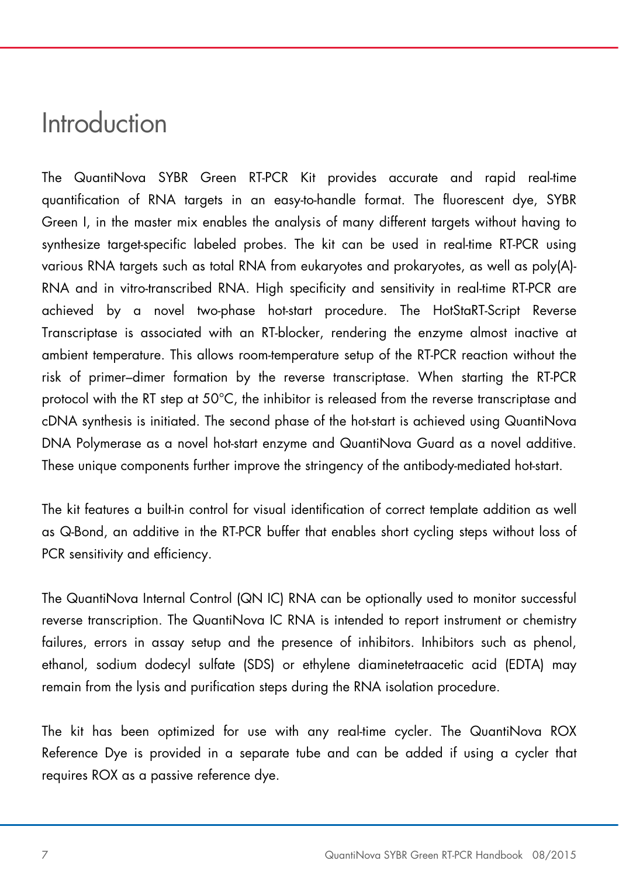# Introduction

The QuantiNova SYBR Green RT-PCR Kit provides accurate and rapid real-time quantification of RNA targets in an easy-to-handle format. The fluorescent dye, SYBR Green I, in the master mix enables the analysis of many different targets without having to synthesize target-specific labeled probes. The kit can be used in real-time RT-PCR using various RNA targets such as total RNA from eukaryotes and prokaryotes, as well as poly(A)-RNA and in vitro-transcribed RNA. High specificity and sensitivity in real-time RT-PCR are achieved by a novel two-phase hot-start procedure. The HotStaRT-Script Reverse Transcriptase is associated with an RT-blocker, rendering the enzyme almost inactive at ambient temperature. This allows room-temperature setup of the RT-PCR reaction without the risk of primer–dimer formation by the reverse transcriptase. When starting the RT-PCR protocol with the RT step at 50°C, the inhibitor is released from the reverse transcriptase and cDNA synthesis is initiated. The second phase of the hot-start is achieved using QuantiNova DNA Polymerase as a novel hot-start enzyme and QuantiNova Guard as a novel additive. These unique components further improve the stringency of the antibody-mediated hot-start.

The kit features a built-in control for visual identification of correct template addition as well as Q-Bond, an additive in the RT-PCR buffer that enables short cycling steps without loss of PCR sensitivity and efficiency.

The QuantiNova Internal Control (QN IC) RNA can be optionally used to monitor successful reverse transcription. The QuantiNova IC RNA is intended to report instrument or chemistry failures, errors in assay setup and the presence of inhibitors. Inhibitors such as phenol, ethanol, sodium dodecyl sulfate (SDS) or ethylene diaminetetraacetic acid (EDTA) may remain from the lysis and purification steps during the RNA isolation procedure.

The kit has been optimized for use with any real-time cycler. The QuantiNova ROX Reference Dye is provided in a separate tube and can be added if using a cycler that requires ROX as a passive reference dye.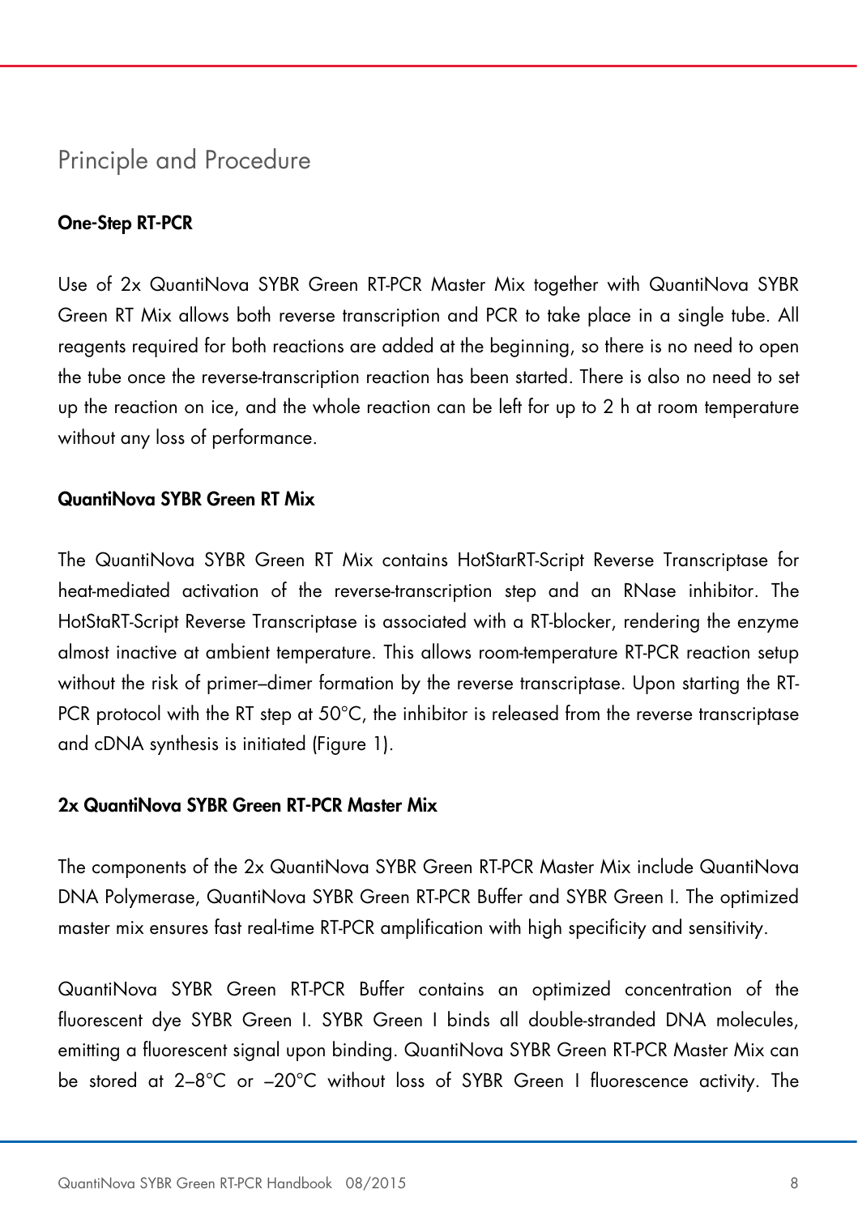## Principle and Procedure

### One-Step RT-PCR

Use of 2x QuantiNova SYBR Green RT-PCR Master Mix together with QuantiNova SYBR Green RT Mix allows both reverse transcription and PCR to take place in a single tube. All reagents required for both reactions are added at the beginning, so there is no need to open the tube once the reverse-transcription reaction has been started. There is also no need to set up the reaction on ice, and the whole reaction can be left for up to 2 h at room temperature without any loss of performance.

### QuantiNova SYBR Green RT Mix

The QuantiNova SYBR Green RT Mix contains HotStarRT-Script Reverse Transcriptase for heat-mediated activation of the reverse-transcription step and an RNase inhibitor. The HotStaRT-Script Reverse Transcriptase is associated with a RT-blocker, rendering the enzyme almost inactive at ambient temperature. This allows room-temperature RT-PCR reaction setup without the risk of primer–dimer formation by the reverse transcriptase. Upon starting the RT-PCR protocol with the RT step at 50°C, the inhibitor is released from the reverse transcriptase and cDNA synthesis is initiated (Figure 1).

### 2x QuantiNova SYBR Green RT-PCR Master Mix

The components of the 2x QuantiNova SYBR Green RT-PCR Master Mix include QuantiNova DNA Polymerase, QuantiNova SYBR Green RT-PCR Buffer and SYBR Green I. The optimized master mix ensures fast real-time RT-PCR amplification with high specificity and sensitivity.

QuantiNova SYBR Green RT-PCR Buffer contains an optimized concentration of the fluorescent dye SYBR Green I. SYBR Green I binds all double-stranded DNA molecules, emitting a fluorescent signal upon binding. QuantiNova SYBR Green RT-PCR Master Mix can be stored at 2–8°C or –20°C without loss of SYBR Green I fluorescence activity. The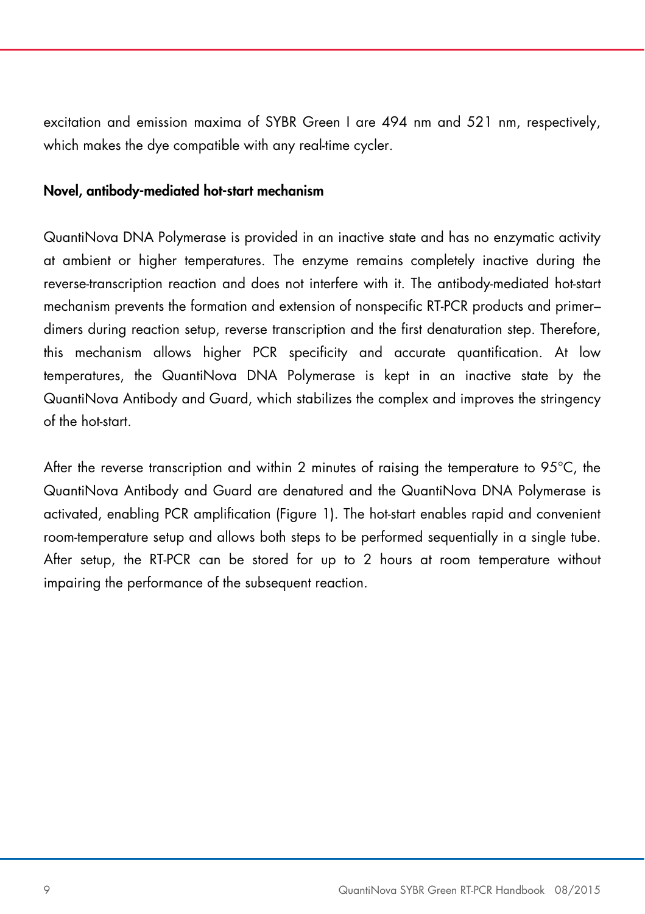excitation and emission maxima of SYBR Green I are 494 nm and 521 nm, respectively, which makes the dye compatible with any real-time cycler.

### Novel, antibody-mediated hot-start mechanism

QuantiNova DNA Polymerase is provided in an inactive state and has no enzymatic activity at ambient or higher temperatures. The enzyme remains completely inactive during the reverse-transcription reaction and does not interfere with it. The antibody-mediated hot-start mechanism prevents the formation and extension of nonspecific RT-PCR products and primer–dimers during reaction setup, reverse transcription and the first denaturation step. Therefore, this mechanism allows higher PCR specificity and accurate quantification. At low temperatures, the QuantiNova DNA Polymerase is kept in an inactive state by the QuantiNova Antibody and Guard, which stabilizes the complex and improves the stringency of the hot-start.

After the reverse transcription and within 2 minutes of raising the temperature to 95°C, the QuantiNova Antibody and Guard are denatured and the QuantiNova DNA Polymerase is activated, enabling PCR amplification (Figure 1). The hot-start enables rapid and convenient room-temperature setup and allows both steps to be performed sequentially in a single tube. After setup, the RT-PCR can be stored for up to 2 hours at room temperature without impairing the performance of the subsequent reaction.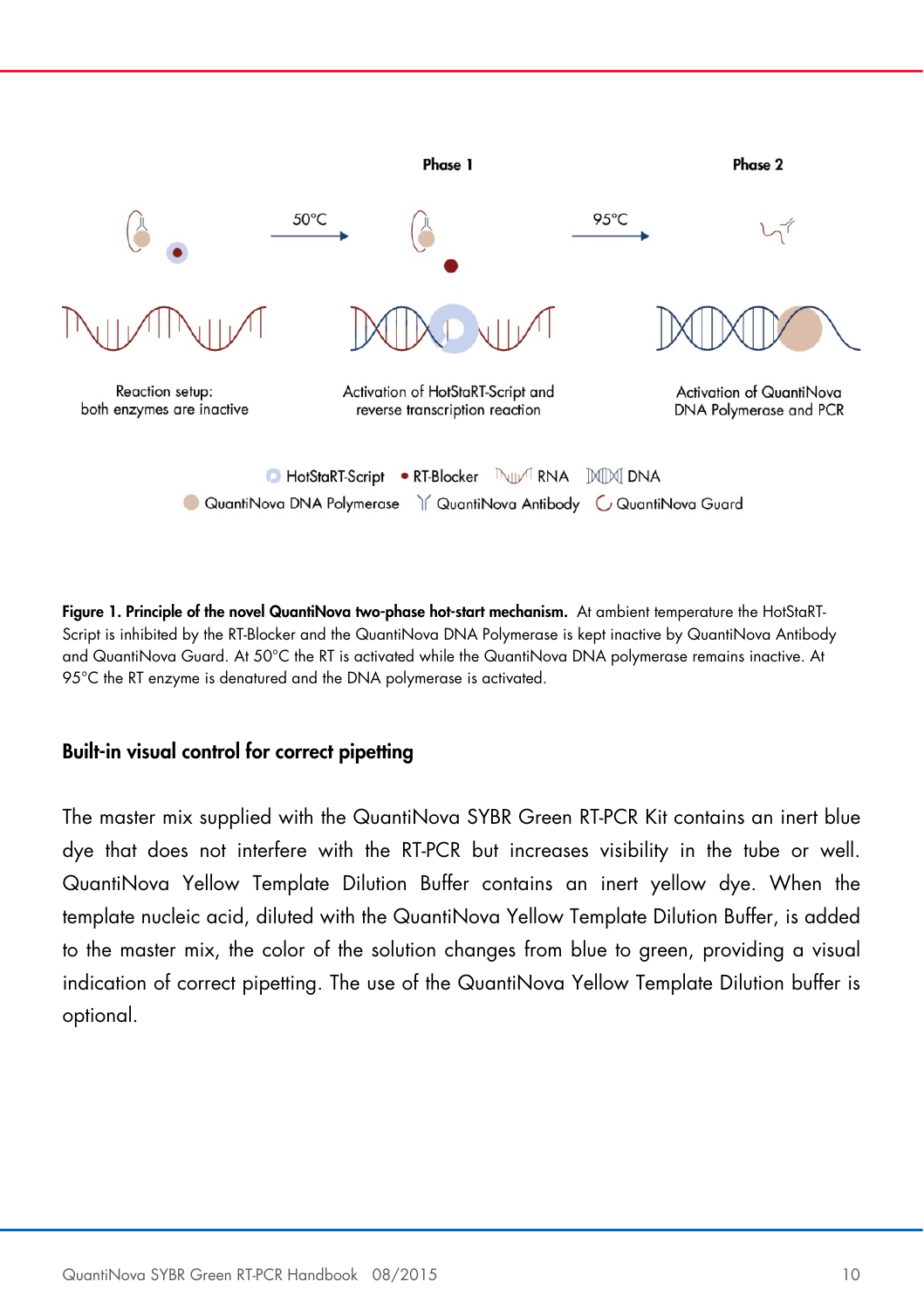Phase 1

Phase 2

50°C

95°C

Reaction setup:
both enzymes are inactive

Activation of HotStaRT-Script and reverse transcription reaction

Activation of QuantiNova DNA Polymerase and PCR

HotStaRT-Script • RT-Blocker RNA DNA
QuantiNova DNA Polymerase QuantiNova Antibody QuantiNova Guard

**Figure 1. Principle of the novel QuantiNova two-phase hot-start mechanism.** At ambient temperature the HotStaRT-Script is inhibited by the RT-Blocker and the QuantiNova DNA Polymerase is kept inactive by QuantiNova Antibody and QuantiNova Guard. At 50°C the RT is activated while the QuantiNova DNA polymerase remains inactive. At 95°C the RT enzyme is denatured and the DNA polymerase is activated.

## Built-in visual control for correct pipetting

The master mix supplied with the QuantiNova SYBR Green RT-PCR Kit contains an inert blue dye that does not interfere with the RT-PCR but increases visibility in the tube or well. QuantiNova Yellow Template Dilution Buffer contains an inert yellow dye. When the template nucleic acid, diluted with the QuantiNova Yellow Template Dilution Buffer, is added to the master mix, the color of the solution changes from blue to green, providing a visual indication of correct pipetting. The use of the QuantiNova Yellow Template Dilution buffer is optional.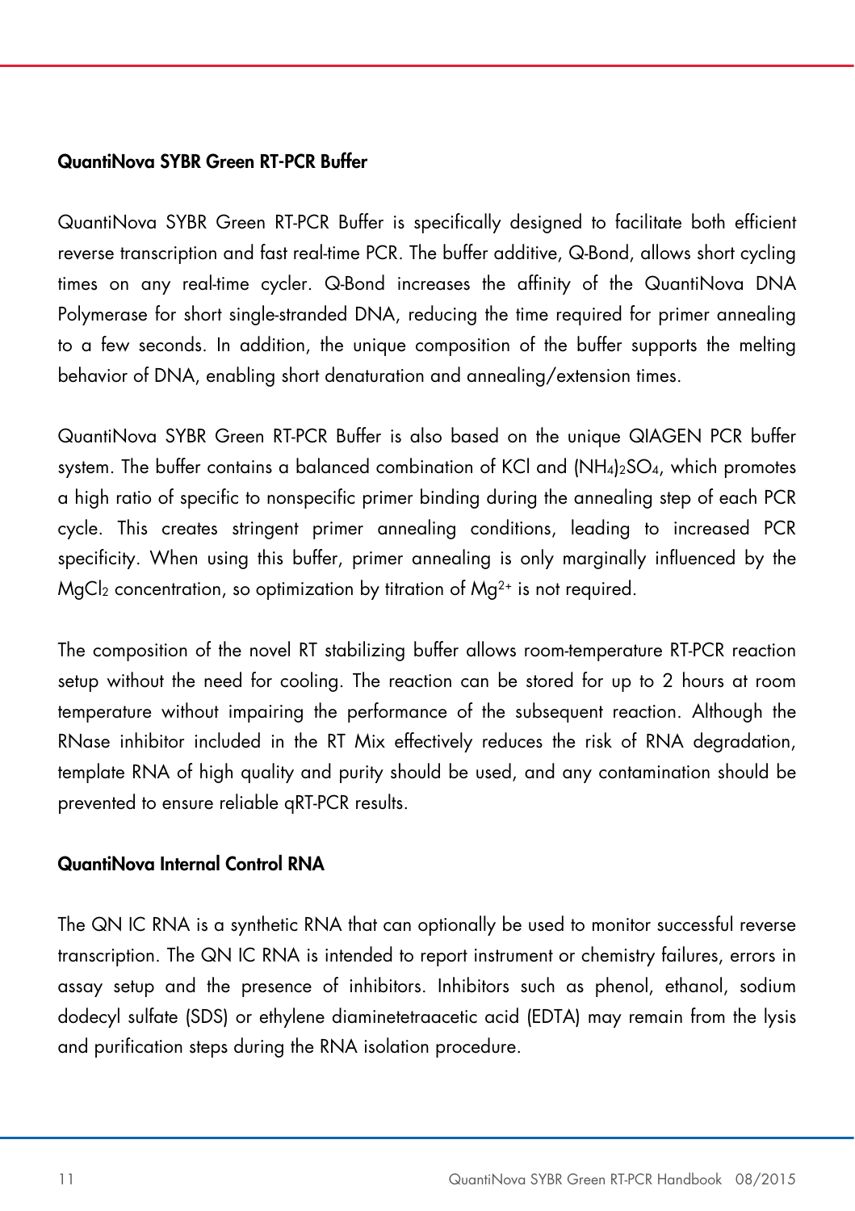**QuantiNova SYBR Green RT-PCR Buffer**

QuantiNova SYBR Green RT-PCR Buffer is specifically designed to facilitate both efficient reverse transcription and fast real-time PCR. The buffer additive, Q-Bond, allows short cycling times on any real-time cycler. Q-Bond increases the affinity of the QuantiNova DNA Polymerase for short single-stranded DNA, reducing the time required for primer annealing to a few seconds. In addition, the unique composition of the buffer supports the melting behavior of DNA, enabling short denaturation and annealing/extension times.

QuantiNova SYBR Green RT-PCR Buffer is also based on the unique QIAGEN PCR buffer system. The buffer contains a balanced combination of KCl and $(NH_4)_2SO_4$, which promotes a high ratio of specific to nonspecific primer binding during the annealing step of each PCR cycle. This creates stringent primer annealing conditions, leading to increased PCR specificity. When using this buffer, primer annealing is only marginally influenced by the $MgCl_2$ concentration, so optimization by titration of $Mg^{2+}$ is not required.

The composition of the novel RT stabilizing buffer allows room-temperature RT-PCR reaction setup without the need for cooling. The reaction can be stored for up to 2 hours at room temperature without impairing the performance of the subsequent reaction. Although the RNase inhibitor included in the RT Mix effectively reduces the risk of RNA degradation, template RNA of high quality and purity should be used, and any contamination should be prevented to ensure reliable qRT-PCR results.

**QuantiNova Internal Control RNA**

The QN IC RNA is a synthetic RNA that can optionally be used to monitor successful reverse transcription. The QN IC RNA is intended to report instrument or chemistry failures, errors in assay setup and the presence of inhibitors. Inhibitors such as phenol, ethanol, sodium dodecyl sulfate (SDS) or ethylene diaminetetraacetic acid (EDTA) may remain from the lysis and purification steps during the RNA isolation procedure.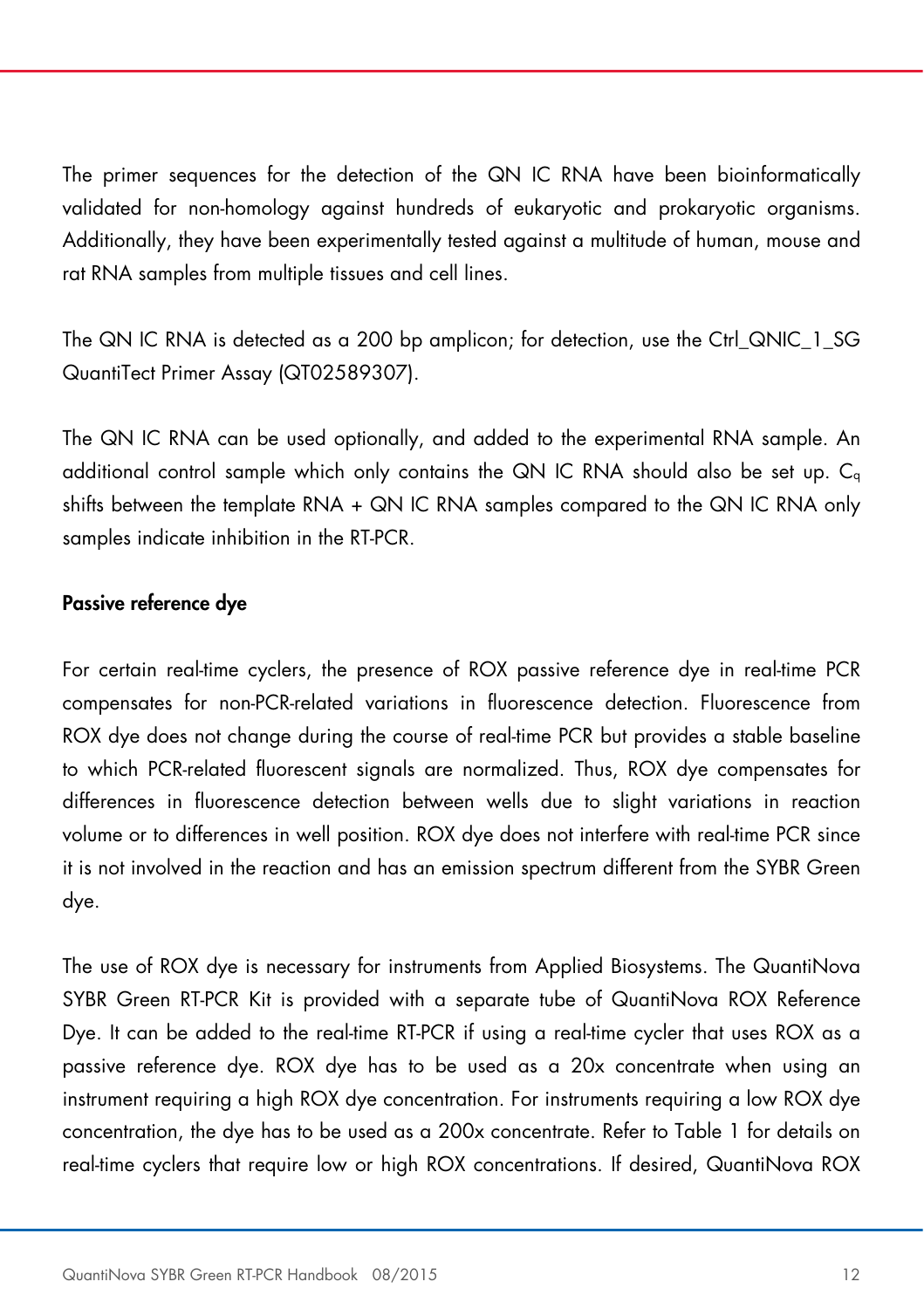The primer sequences for the detection of the QN IC RNA have been bioinformatically validated for non-homology against hundreds of eukaryotic and prokaryotic organisms. Additionally, they have been experimentally tested against a multitude of human, mouse and rat RNA samples from multiple tissues and cell lines.

The QN IC RNA is detected as a 200 bp amplicon; for detection, use the Ctrl_QNIC_1_SG QuantiTect Primer Assay (QT02589307).

The QN IC RNA can be used optionally, and added to the experimental RNA sample. An additional control sample which only contains the QN IC RNA should also be set up. $C_q$ shifts between the template RNA + QN IC RNA samples compared to the QN IC RNA only samples indicate inhibition in the RT-PCR.

**Passive reference dye**

For certain real-time cyclers, the presence of ROX passive reference dye in real-time PCR compensates for non-PCR-related variations in fluorescence detection. Fluorescence from ROX dye does not change during the course of real-time PCR but provides a stable baseline to which PCR-related fluorescent signals are normalized. Thus, ROX dye compensates for differences in fluorescence detection between wells due to slight variations in reaction volume or to differences in well position. ROX dye does not interfere with real-time PCR since it is not involved in the reaction and has an emission spectrum different from the SYBR Green dye.

The use of ROX dye is necessary for instruments from Applied Biosystems. The QuantiNova SYBR Green RT-PCR Kit is provided with a separate tube of QuantiNova ROX Reference Dye. It can be added to the real-time RT-PCR if using a real-time cycler that uses ROX as a passive reference dye. ROX dye has to be used as a 20x concentrate when using an instrument requiring a high ROX dye concentration. For instruments requiring a low ROX dye concentration, the dye has to be used as a 200x concentrate. Refer to Table 1 for details on real-time cyclers that require low or high ROX concentrations. If desired, QuantiNova ROX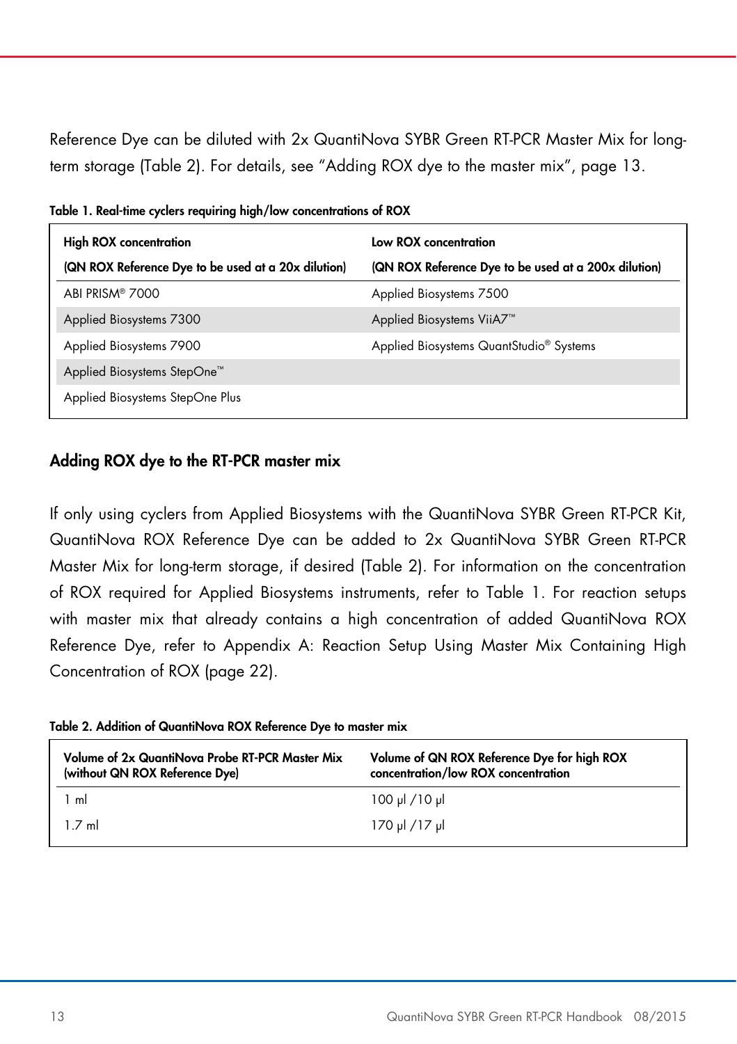Reference Dye can be diluted with 2x QuantiNova SYBR Green RT-PCR Master Mix for long-term storage (Table 2). For details, see “Adding ROX dye to the master mix”, page 13.

**Table 1. Real-time cyclers requiring high/low concentrations of ROX**

| High ROX concentration (QN ROX Reference Dye to be used at a 20x dilution) | Low ROX concentration (QN ROX Reference Dye to be used at a 200x dilution) |
|---|---|
| ABI PRISM® 7000 | Applied Biosystems 7500 |
| Applied Biosystems 7300 | Applied Biosystems ViiA7™ |
| Applied Biosystems 7900 | Applied Biosystems QuantStudio® Systems |
| Applied Biosystems StepOne™ | |
| Applied Biosystems StepOne Plus | |

## Adding ROX dye to the RT-PCR master mix

If only using cyclers from Applied Biosystems with the QuantiNova SYBR Green RT-PCR Kit, QuantiNova ROX Reference Dye can be added to 2x QuantiNova SYBR Green RT-PCR Master Mix for long-term storage, if desired (Table 2). For information on the concentration of ROX required for Applied Biosystems instruments, refer to Table 1. For reaction setups with master mix that already contains a high concentration of added QuantiNova ROX Reference Dye, refer to Appendix A: Reaction Setup Using Master Mix Containing High Concentration of ROX (page 22).

**Table 2. Addition of QuantiNova ROX Reference Dye to master mix**

| Volume of 2x QuantiNova Probe RT-PCR Master Mix (without QN ROX Reference Dye) | Volume of QN ROX Reference Dye for high ROX concentration/low ROX concentration |
|---|---|
| 1 ml | 100 µl /10 µl |
| 1.7 ml | 170 µl /17 µl |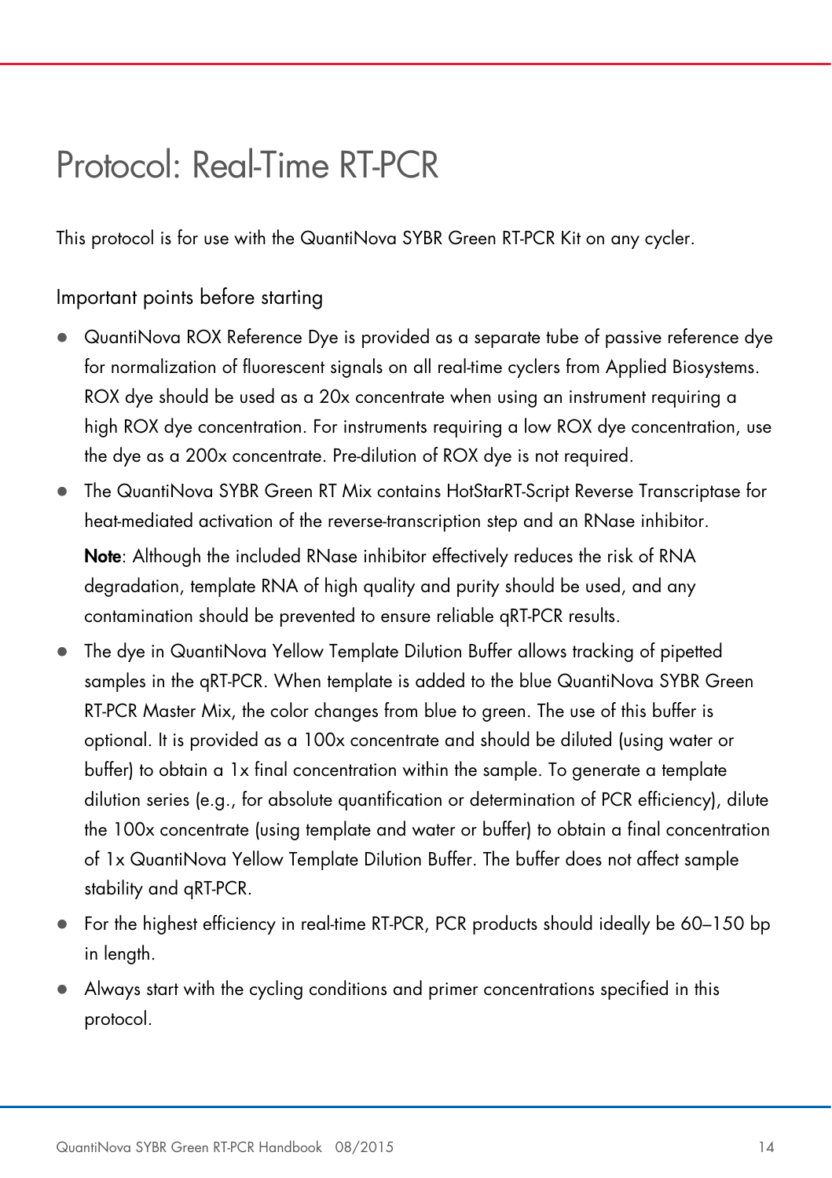# Protocol: Real-Time RT-PCR

This protocol is for use with the QuantiNova SYBR Green RT-PCR Kit on any cycler.

## Important points before starting

- QuantiNova ROX Reference Dye is provided as a separate tube of passive reference dye for normalization of fluorescent signals on all real-time cyclers from Applied Biosystems. ROX dye should be used as a 20x concentrate when using an instrument requiring a high ROX dye concentration. For instruments requiring a low ROX dye concentration, use the dye as a 200x concentrate. Pre-dilution of ROX dye is not required.
- The QuantiNova SYBR Green RT Mix contains HotStarRT-Script Reverse Transcriptase for heat-mediated activation of the reverse-transcription step and an RNase inhibitor.

  **Note**: Although the included RNase inhibitor effectively reduces the risk of RNA degradation, template RNA of high quality and purity should be used, and any contamination should be prevented to ensure reliable qRT-PCR results.
- The dye in QuantiNova Yellow Template Dilution Buffer allows tracking of pipetted samples in the qRT-PCR. When template is added to the blue QuantiNova SYBR Green RT-PCR Master Mix, the color changes from blue to green. The use of this buffer is optional. It is provided as a 100x concentrate and should be diluted (using water or buffer) to obtain a 1x final concentration within the sample. To generate a template dilution series (e.g., for absolute quantification or determination of PCR efficiency), dilute the 100x concentrate (using template and water or buffer) to obtain a final concentration of 1x QuantiNova Yellow Template Dilution Buffer. The buffer does not affect sample stability and qRT-PCR.
- For the highest efficiency in real-time RT-PCR, PCR products should ideally be 60–150 bp in length.
- Always start with the cycling conditions and primer concentrations specified in this protocol.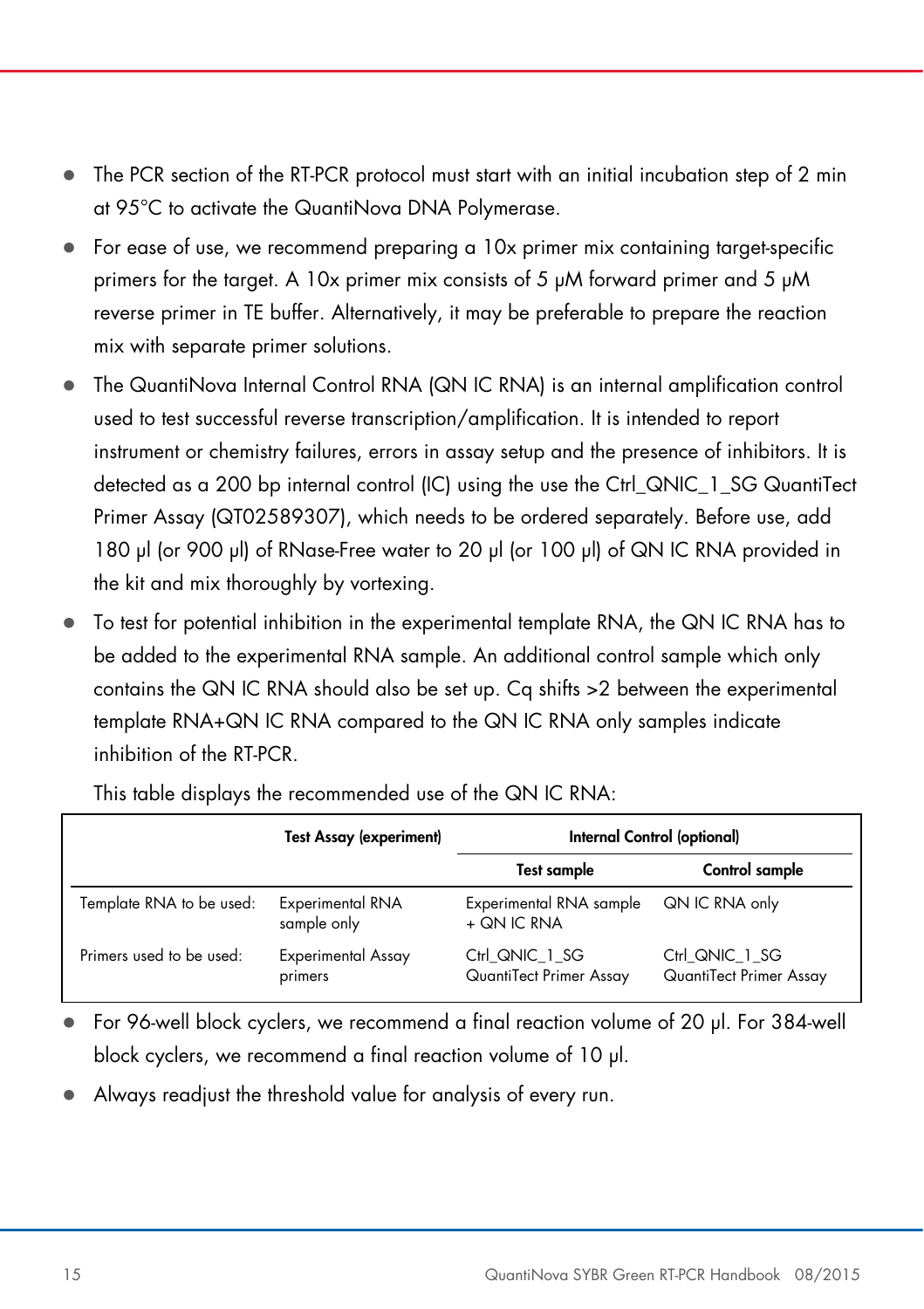- The PCR section of the RT-PCR protocol must start with an initial incubation step of 2 min at 95°C to activate the QuantiNova DNA Polymerase.
- For ease of use, we recommend preparing a 10x primer mix containing target-specific primers for the target. A 10x primer mix consists of 5 µM forward primer and 5 µM reverse primer in TE buffer. Alternatively, it may be preferable to prepare the reaction mix with separate primer solutions.
- The QuantiNova Internal Control RNA (QN IC RNA) is an internal amplification control used to test successful reverse transcription/amplification. It is intended to report instrument or chemistry failures, errors in assay setup and the presence of inhibitors. It is detected as a 200 bp internal control (IC) using the use the Ctrl_QNIC_1_SG QuantiTect Primer Assay (QT02589307), which needs to be ordered separately. Before use, add 180 µl (or 900 µl) of RNase-Free water to 20 µl (or 100 µl) of QN IC RNA provided in the kit and mix thoroughly by vortexing.
- To test for potential inhibition in the experimental template RNA, the QN IC RNA has to be added to the experimental RNA sample. An additional control sample which only contains the QN IC RNA should also be set up. Cq shifts >2 between the experimental template RNA+QN IC RNA compared to the QN IC RNA only samples indicate inhibition of the RT-PCR.

  This table displays the recommended use of the QN IC RNA:

| | **Test Assay (experiment)** | **Internal Control (optional)** | |
|---|---|---|---|
| | | **Test sample** | **Control sample** |
| Template RNA to be used: | Experimental RNA sample only | Experimental RNA sample + QN IC RNA | QN IC RNA only |
| Primers used to be used: | Experimental Assay primers | Ctrl_QNIC_1_SG QuantiTect Primer Assay | Ctrl_QNIC_1_SG QuantiTect Primer Assay |

- For 96-well block cyclers, we recommend a final reaction volume of 20 µl. For 384-well block cyclers, we recommend a final reaction volume of 10 µl.
- Always readjust the threshold value for analysis of every run.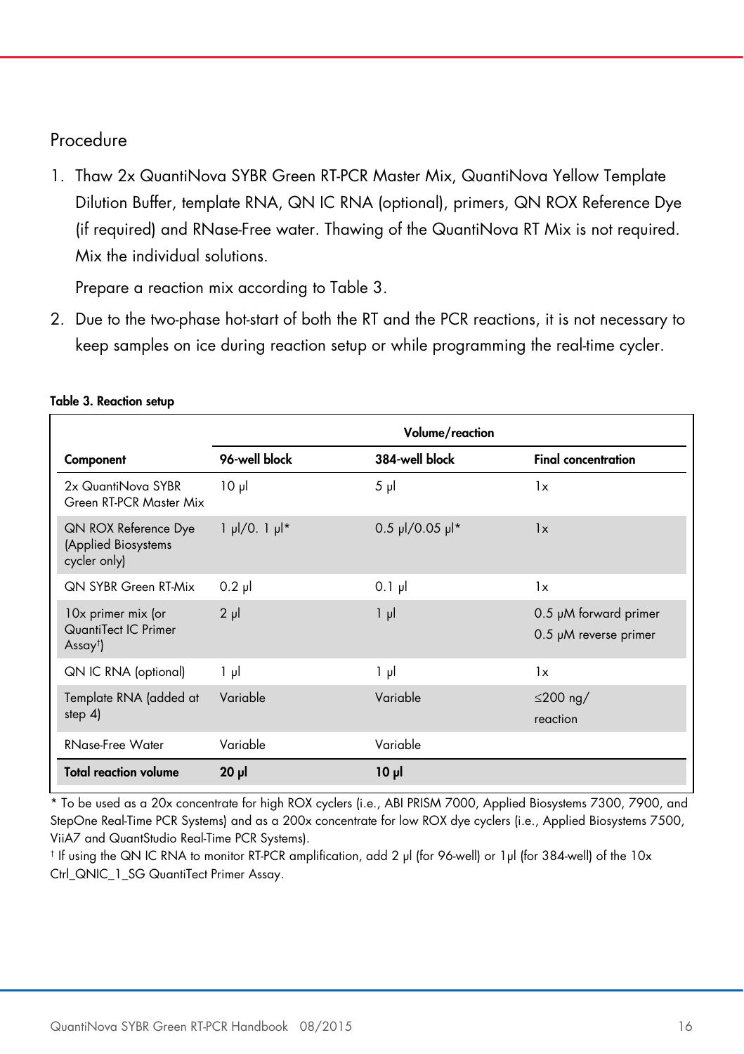## Procedure

1. Thaw 2x QuantiNova SYBR Green RT-PCR Master Mix, QuantiNova Yellow Template Dilution Buffer, template RNA, QN IC RNA (optional), primers, QN ROX Reference Dye (if required) and RNase-Free water. Thawing of the QuantiNova RT Mix is not required. Mix the individual solutions.

   Prepare a reaction mix according to Table 3.

2. Due to the two-phase hot-start of both the RT and the PCR reactions, it is not necessary to keep samples on ice during reaction setup or while programming the real-time cycler.

**Table 3. Reaction setup**

| | Volume/reaction | | |
|---|---|---|---|
| **Component** | **96-well block** | **384-well block** | **Final concentration** |
| 2x QuantiNova SYBR Green RT-PCR Master Mix | 10 µl | 5 µl | 1x |
| QN ROX Reference Dye (Applied Biosystems cycler only) | 1 µl/0. 1 µl* | 0.5 µl/0.05 µl* | 1x |
| QN SYBR Green RT-Mix | 0.2 µl | 0.1 µl | 1x |
| 10x primer mix (or QuantiTect IC Primer Assay†) | 2 µl | 1 µl | 0.5 µM forward primer<br>0.5 µM reverse primer |
| QN IC RNA (optional) | 1 µl | 1 µl | 1x |
| Template RNA (added at step 4) | Variable | Variable | ≤200 ng/ reaction |
| RNase-Free Water | Variable | Variable | |
| **Total reaction volume** | **20 µl** | **10 µl** | |

\* To be used as a 20x concentrate for high ROX cyclers (i.e., ABI PRISM 7000, Applied Biosystems 7300, 7900, and StepOne Real-Time PCR Systems) and as a 200x concentrate for low ROX dye cyclers (i.e., Applied Biosystems 7500, ViiA7 and QuantStudio Real-Time PCR Systems).

† If using the QN IC RNA to monitor RT-PCR amplification, add 2 µl (for 96-well) or 1µl (for 384-well) of the 10x Ctrl_QNIC_1_SG QuantiTect Primer Assay.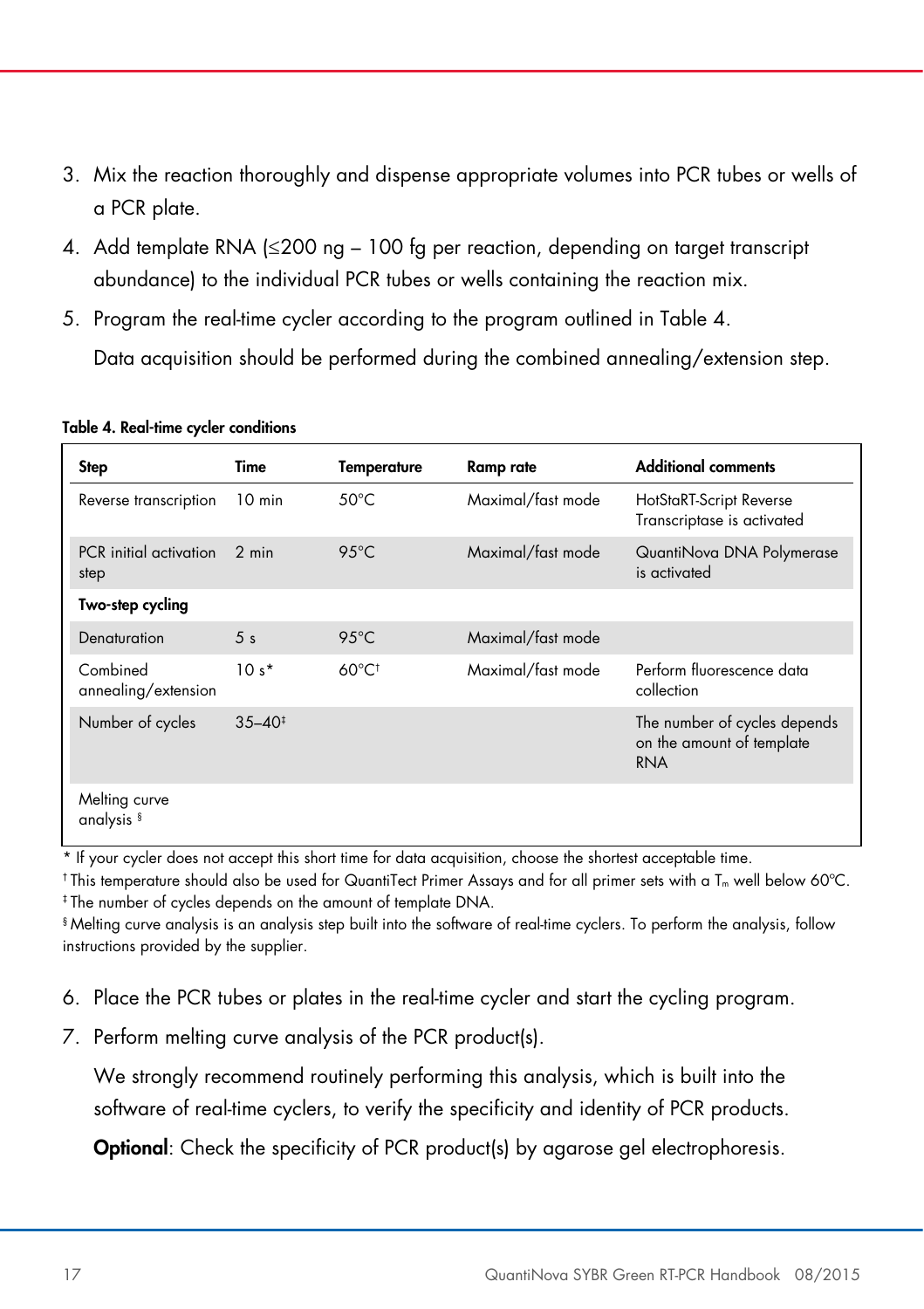3. Mix the reaction thoroughly and dispense appropriate volumes into PCR tubes or wells of a PCR plate.
4. Add template RNA (≤200 ng – 100 fg per reaction, depending on target transcript abundance) to the individual PCR tubes or wells containing the reaction mix.
5. Program the real-time cycler according to the program outlined in Table 4.

   Data acquisition should be performed during the combined annealing/extension step.

**Table 4. Real-time cycler conditions**

| Step | Time | Temperature | Ramp rate | Additional comments |
|---|---|---|---|---|
| Reverse transcription | 10 min | 50°C | Maximal/fast mode | HotStaRT-Script Reverse Transcriptase is activated |
| PCR initial activation step | 2 min | 95°C | Maximal/fast mode | QuantiNova DNA Polymerase is activated |
| **Two-step cycling** | | | | |
| Denaturation | 5 s | 95°C | Maximal/fast mode | |
| Combined annealing/extension | 10 s* | 60°C† | Maximal/fast mode | Perform fluorescence data collection |
| Number of cycles | 35–40‡ | | | The number of cycles depends on the amount of template RNA |
| Melting curve analysis § | | | | |

\* If your cycler does not accept this short time for data acquisition, choose the shortest acceptable time.

† This temperature should also be used for QuantiTect Primer Assays and for all primer sets with a $T_m$ well below 60°C.

‡ The number of cycles depends on the amount of template DNA.

§ Melting curve analysis is an analysis step built into the software of real-time cyclers. To perform the analysis, follow instructions provided by the supplier.

6. Place the PCR tubes or plates in the real-time cycler and start the cycling program.
7. Perform melting curve analysis of the PCR product(s).

   We strongly recommend routinely performing this analysis, which is built into the software of real-time cyclers, to verify the specificity and identity of PCR products.

   **Optional**: Check the specificity of PCR product(s) by agarose gel electrophoresis.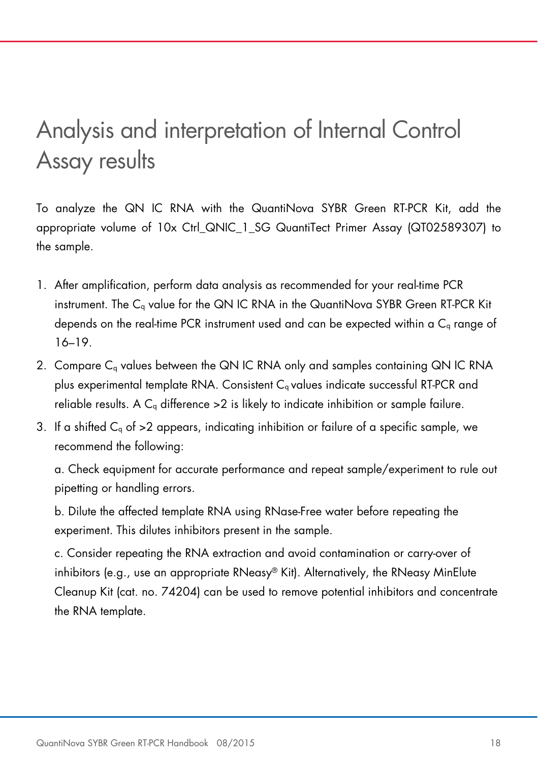# Analysis and interpretation of Internal Control Assay results

To analyze the QN IC RNA with the QuantiNova SYBR Green RT-PCR Kit, add the appropriate volume of 10x Ctrl_QNIC_1_SG QuantiTect Primer Assay (QT02589307) to the sample.

1. After amplification, perform data analysis as recommended for your real-time PCR instrument. The $C_q$ value for the QN IC RNA in the QuantiNova SYBR Green RT-PCR Kit depends on the real-time PCR instrument used and can be expected within a $C_q$ range of 16–19.
2. Compare $C_q$ values between the QN IC RNA only and samples containing QN IC RNA plus experimental template RNA. Consistent $C_q$ values indicate successful RT-PCR and reliable results. A $C_q$ difference >2 is likely to indicate inhibition or sample failure.
3. If a shifted $C_q$ of >2 appears, indicating inhibition or failure of a specific sample, we recommend the following:

   a. Check equipment for accurate performance and repeat sample/experiment to rule out pipetting or handling errors.

   b. Dilute the affected template RNA using RNase-Free water before repeating the experiment. This dilutes inhibitors present in the sample.

   c. Consider repeating the RNA extraction and avoid contamination or carry-over of inhibitors (e.g., use an appropriate RNeasy® Kit). Alternatively, the RNeasy MinElute Cleanup Kit (cat. no. 74204) can be used to remove potential inhibitors and concentrate the RNA template.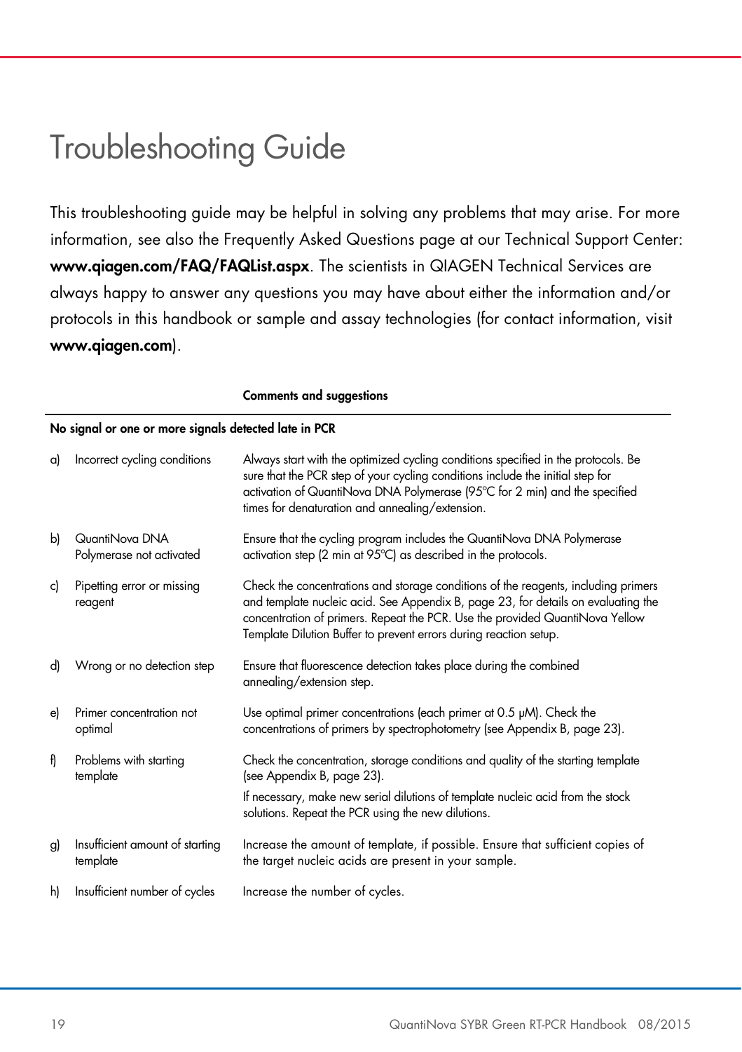# Troubleshooting Guide

This troubleshooting guide may be helpful in solving any problems that may arise. For more information, see also the Frequently Asked Questions page at our Technical Support Center: **www.qiagen.com/FAQ/FAQList.aspx**. The scientists in QIAGEN Technical Services are always happy to answer any questions you may have about either the information and/or protocols in this handbook or sample and assay technologies (for contact information, visit **www.qiagen.com**).

| | | **Comments and suggestions** |
|---|---|---|
| **No signal or one or more signals detected late in PCR** | | |
| a) | Incorrect cycling conditions | Always start with the optimized cycling conditions specified in the protocols. Be sure that the PCR step of your cycling conditions include the initial step for activation of QuantiNova DNA Polymerase (95°C for 2 min) and the specified times for denaturation and annealing/extension. |
| b) | QuantiNova DNA Polymerase not activated | Ensure that the cycling program includes the QuantiNova DNA Polymerase activation step (2 min at 95°C) as described in the protocols. |
| c) | Pipetting error or missing reagent | Check the concentrations and storage conditions of the reagents, including primers and template nucleic acid. See Appendix B, page 23, for details on evaluating the concentration of primers. Repeat the PCR. Use the provided QuantiNova Yellow Template Dilution Buffer to prevent errors during reaction setup. |
| d) | Wrong or no detection step | Ensure that fluorescence detection takes place during the combined annealing/extension step. |
| e) | Primer concentration not optimal | Use optimal primer concentrations (each primer at 0.5 µM). Check the concentrations of primers by spectrophotometry (see Appendix B, page 23). |
| f) | Problems with starting template | Check the concentration, storage conditions and quality of the starting template (see Appendix B, page 23).<br>If necessary, make new serial dilutions of template nucleic acid from the stock solutions. Repeat the PCR using the new dilutions. |
| g) | Insufficient amount of starting template | Increase the amount of template, if possible. Ensure that sufficient copies of the target nucleic acids are present in your sample. |
| h) | Insufficient number of cycles | Increase the number of cycles. |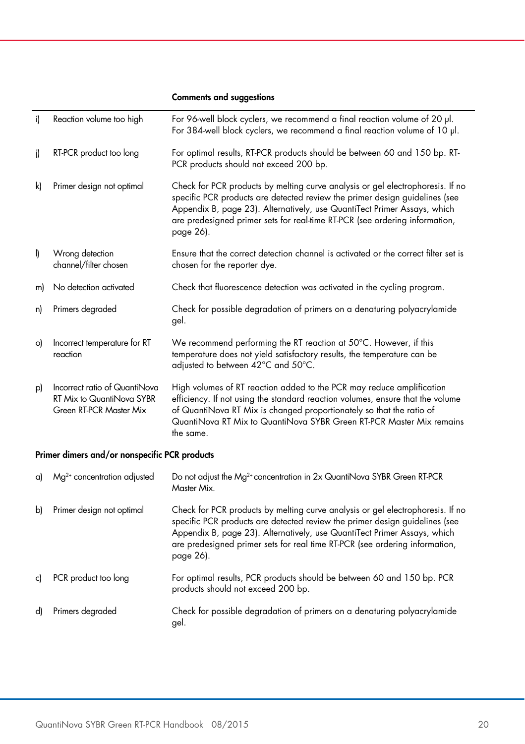| | | Comments and suggestions |
|---|---|---|
| i) | Reaction volume too high | For 96-well block cyclers, we recommend a final reaction volume of 20 µl. For 384-well block cyclers, we recommend a final reaction volume of 10 µl. |
| j) | RT-PCR product too long | For optimal results, RT-PCR products should be between 60 and 150 bp. RT-PCR products should not exceed 200 bp. |
| k) | Primer design not optimal | Check for PCR products by melting curve analysis or gel electrophoresis. If no specific PCR products are detected review the primer design guidelines (see Appendix B, page 23). Alternatively, use QuantiTect Primer Assays, which are predesigned primer sets for real-time RT-PCR (see ordering information, page 26). |
| l) | Wrong detection channel/filter chosen | Ensure that the correct detection channel is activated or the correct filter set is chosen for the reporter dye. |
| m) | No detection activated | Check that fluorescence detection was activated in the cycling program. |
| n) | Primers degraded | Check for possible degradation of primers on a denaturing polyacrylamide gel. |
| o) | Incorrect temperature for RT reaction | We recommend performing the RT reaction at 50°C. However, if this temperature does not yield satisfactory results, the temperature can be adjusted to between 42°C and 50°C. |
| p) | Incorrect ratio of QuantiNova RT Mix to QuantiNova SYBR Green RT-PCR Master Mix | High volumes of RT reaction added to the PCR may reduce amplification efficiency. If not using the standard reaction volumes, ensure that the volume of QuantiNova RT Mix is changed proportionately so that the ratio of QuantiNova RT Mix to QuantiNova SYBR Green RT-PCR Master Mix remains the same. |

**Primer dimers and/or nonspecific PCR products**

| | | |
|---|---|---|
| a) | $Mg^{2+}$ concentration adjusted | Do not adjust the $Mg^{2+}$ concentration in 2x QuantiNova SYBR Green RT-PCR Master Mix. |
| b) | Primer design not optimal | Check for PCR products by melting curve analysis or gel electrophoresis. If no specific PCR products are detected review the primer design guidelines (see Appendix B, page 23). Alternatively, use QuantiTect Primer Assays, which are predesigned primer sets for real time RT-PCR (see ordering information, page 26). |
| c) | PCR product too long | For optimal results, PCR products should be between 60 and 150 bp. PCR products should not exceed 200 bp. |
| d) | Primers degraded | Check for possible degradation of primers on a denaturing polyacrylamide gel. |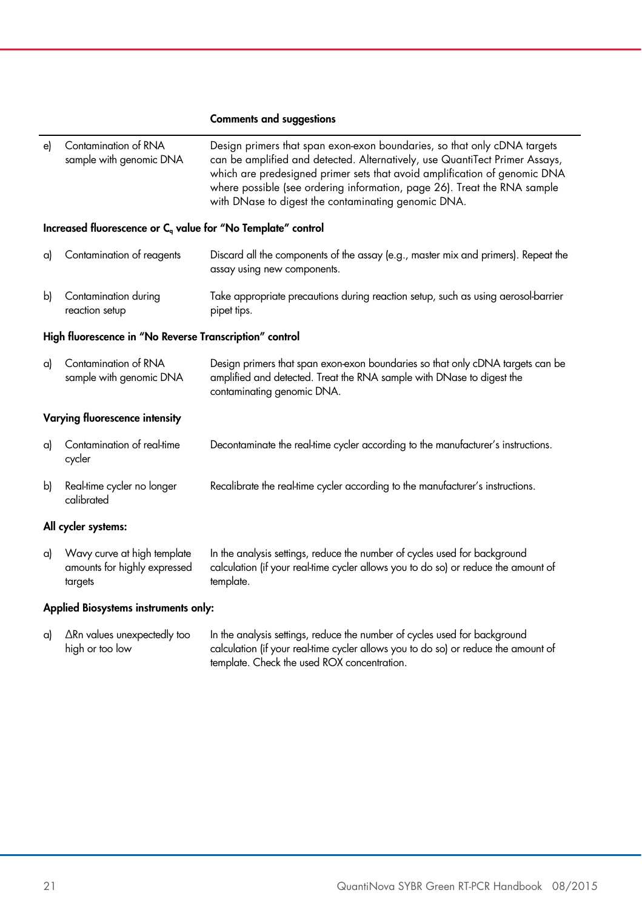| | | Comments and suggestions |
|---|---|---|
| e) | Contamination of RNA sample with genomic DNA | Design primers that span exon-exon boundaries, so that only cDNA targets can be amplified and detected. Alternatively, use QuantiTect Primer Assays, which are predesigned primer sets that avoid amplification of genomic DNA where possible (see ordering information, page 26). Treat the RNA sample with DNase to digest the contaminating genomic DNA. |
| **Increased fluorescence or $C_q$ value for "No Template" control** | | |
| a) | Contamination of reagents | Discard all the components of the assay (e.g., master mix and primers). Repeat the assay using new components. |
| b) | Contamination during reaction setup | Take appropriate precautions during reaction setup, such as using aerosol-barrier pipet tips. |
| **High fluorescence in "No Reverse Transcription" control** | | |
| a) | Contamination of RNA sample with genomic DNA | Design primers that span exon-exon boundaries so that only cDNA targets can be amplified and detected. Treat the RNA sample with DNase to digest the contaminating genomic DNA. |
| **Varying fluorescence intensity** | | |
| a) | Contamination of real-time cycler | Decontaminate the real-time cycler according to the manufacturer's instructions. |
| b) | Real-time cycler no longer calibrated | Recalibrate the real-time cycler according to the manufacturer's instructions. |
| **All cycler systems:** | | |
| a) | Wavy curve at high template amounts for highly expressed targets | In the analysis settings, reduce the number of cycles used for background calculation (if your real-time cycler allows you to do so) or reduce the amount of template. |
| **Applied Biosystems instruments only:** | | |
| a) | ΔRn values unexpectedly too high or too low | In the analysis settings, reduce the number of cycles used for background calculation (if your real-time cycler allows you to do so) or reduce the amount of template. Check the used ROX concentration. |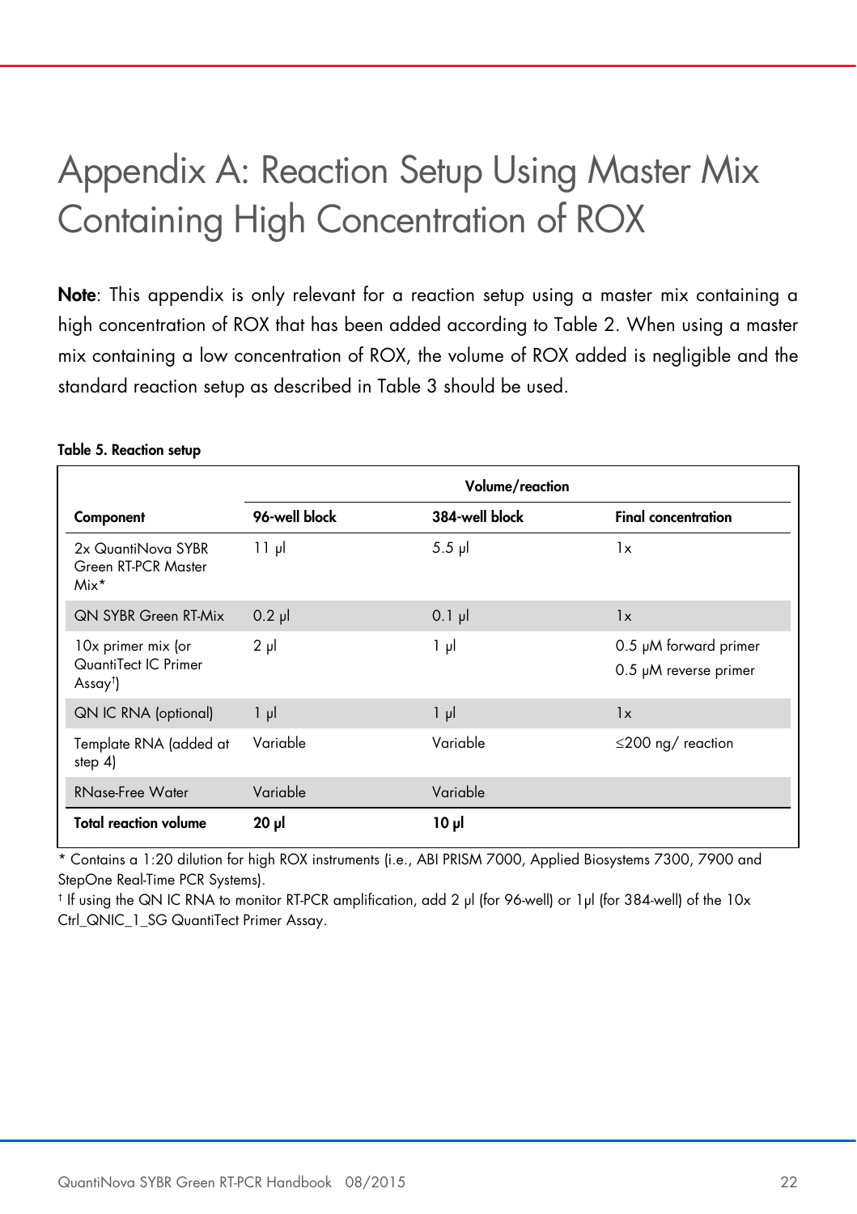# Appendix A: Reaction Setup Using Master Mix Containing High Concentration of ROX

**Note**: This appendix is only relevant for a reaction setup using a master mix containing a high concentration of ROX that has been added according to Table 2. When using a master mix containing a low concentration of ROX, the volume of ROX added is negligible and the standard reaction setup as described in Table 3 should be used.

**Table 5. Reaction setup**

| | Volume/reaction | | |
|---|---|---|---|
| **Component** | **96-well block** | **384-well block** | **Final concentration** |
| 2x QuantiNova SYBR Green RT-PCR Master Mix* | 11 µl | 5.5 µl | 1x |
| QN SYBR Green RT-Mix | 0.2 µl | 0.1 µl | 1x |
| 10x primer mix (or QuantiTect IC Primer Assay†) | 2 µl | 1 µl | 0.5 µM forward primer<br>0.5 µM reverse primer |
| QN IC RNA (optional) | 1 µl | 1 µl | 1x |
| Template RNA (added at step 4) | Variable | Variable | ≤200 ng/ reaction |
| RNase-Free Water | Variable | Variable | |
| **Total reaction volume** | **20 µl** | **10 µl** | |

\* Contains a 1:20 dilution for high ROX instruments (i.e., ABI PRISM 7000, Applied Biosystems 7300, 7900 and StepOne Real-Time PCR Systems).

† If using the QN IC RNA to monitor RT-PCR amplification, add 2 µl (for 96-well) or 1µl (for 384-well) of the 10x Ctrl_QNIC_1_SG QuantiTect Primer Assay.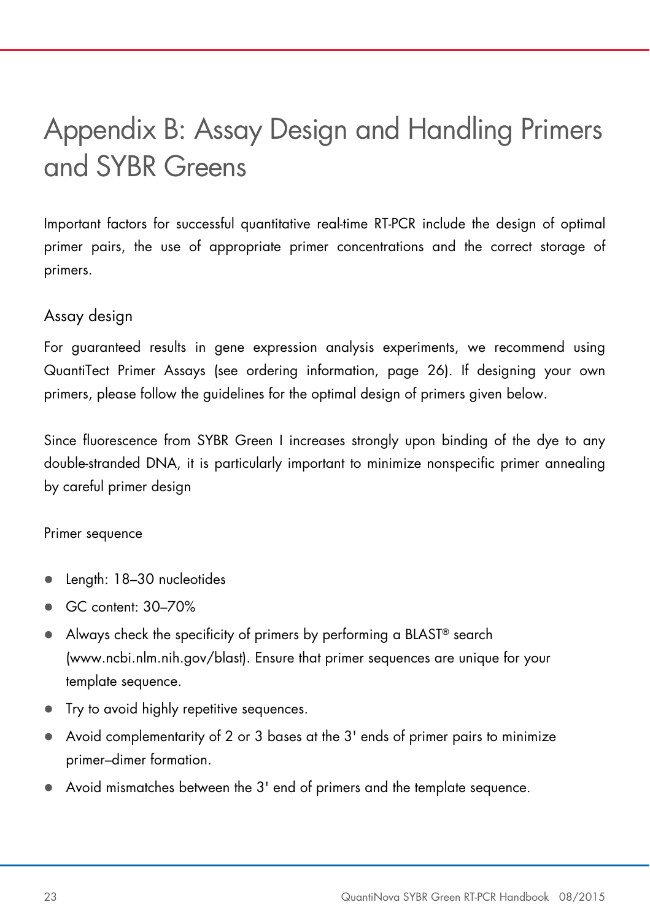# Appendix B: Assay Design and Handling Primers and SYBR Greens

Important factors for successful quantitative real-time RT-PCR include the design of optimal primer pairs, the use of appropriate primer concentrations and the correct storage of primers.

## Assay design

For guaranteed results in gene expression analysis experiments, we recommend using QuantiTect Primer Assays (see ordering information, page 26). If designing your own primers, please follow the guidelines for the optimal design of primers given below.

Since fluorescence from SYBR Green I increases strongly upon binding of the dye to any double-stranded DNA, it is particularly important to minimize nonspecific primer annealing by careful primer design

### Primer sequence

- Length: 18–30 nucleotides
- GC content: 30–70%
- Always check the specificity of primers by performing a BLAST® search (www.ncbi.nlm.nih.gov/blast). Ensure that primer sequences are unique for your template sequence.
- Try to avoid highly repetitive sequences.
- Avoid complementarity of 2 or 3 bases at the 3' ends of primer pairs to minimize primer–dimer formation.
- Avoid mismatches between the 3' end of primers and the template sequence.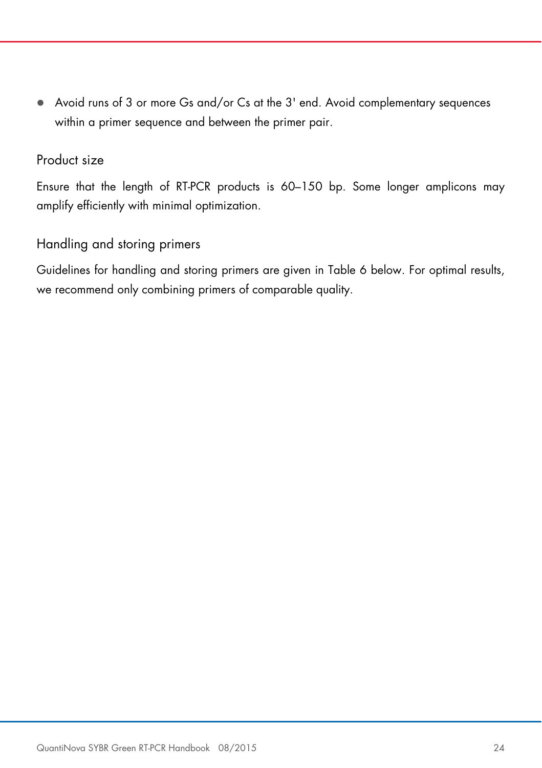- Avoid runs of 3 or more Gs and/or Cs at the 3' end. Avoid complementary sequences within a primer sequence and between the primer pair.

### Product size

Ensure that the length of RT-PCR products is 60–150 bp. Some longer amplicons may amplify efficiently with minimal optimization.

### Handling and storing primers

Guidelines for handling and storing primers are given in Table 6 below. For optimal results, we recommend only combining primers of comparable quality.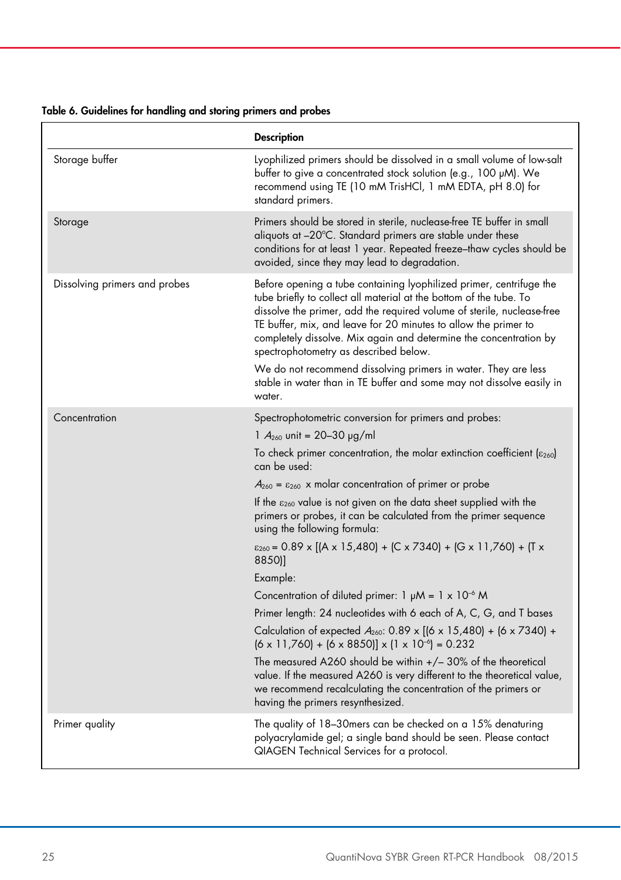**Table 6. Guidelines for handling and storing primers and probes**

| | Description |
|---|---|
| Storage buffer | Lyophilized primers should be dissolved in a small volume of low-salt buffer to give a concentrated stock solution (e.g., 100 μM). We recommend using TE (10 mM TrisHCl, 1 mM EDTA, pH 8.0) for standard primers. |
| Storage | Primers should be stored in sterile, nuclease-free TE buffer in small aliquots at –20°C. Standard primers are stable under these conditions for at least 1 year. Repeated freeze–thaw cycles should be avoided, since they may lead to degradation. |
| Dissolving primers and probes | Before opening a tube containing lyophilized primer, centrifuge the tube briefly to collect all material at the bottom of the tube. To dissolve the primer, add the required volume of sterile, nuclease-free TE buffer, mix, and leave for 20 minutes to allow the primer to completely dissolve. Mix again and determine the concentration by spectrophotometry as described below.<br><br>We do not recommend dissolving primers in water. They are less stable in water than in TE buffer and some may not dissolve easily in water. |
| Concentration | Spectrophotometric conversion for primers and probes:<br><br>1 $A_{260}$ unit = 20–30 μg/ml<br><br>To check primer concentration, the molar extinction coefficient ($\varepsilon_{260}$) can be used:<br><br>$A_{260} = \varepsilon_{260}$ x molar concentration of primer or probe<br><br>If the $\varepsilon_{260}$ value is not given on the data sheet supplied with the primers or probes, it can be calculated from the primer sequence using the following formula:<br><br>$\varepsilon_{260} = 0.89 \times [(A \times 15{,}480) + (C \times 7340) + (G \times 11{,}760) + (T \times 8850)]$<br><br>Example:<br><br>Concentration of diluted primer: 1 μM = $1 \times 10^{-6}$ M<br><br>Primer length: 24 nucleotides with 6 each of A, C, G, and T bases<br><br>Calculation of expected $A_{260}$: $0.89 \times [(6 \times 15{,}480) + (6 \times 7340) + (6 \times 11{,}760) + (6 \times 8850)] \times (1 \times 10^{-6}) = 0.232$<br><br>The measured A260 should be within +/– 30% of the theoretical value. If the measured A260 is very different to the theoretical value, we recommend recalculating the concentration of the primers or having the primers resynthesized. |
| Primer quality | The quality of 18–30mers can be checked on a 15% denaturing polyacrylamide gel; a single band should be seen. Please contact QIAGEN Technical Services for a protocol. |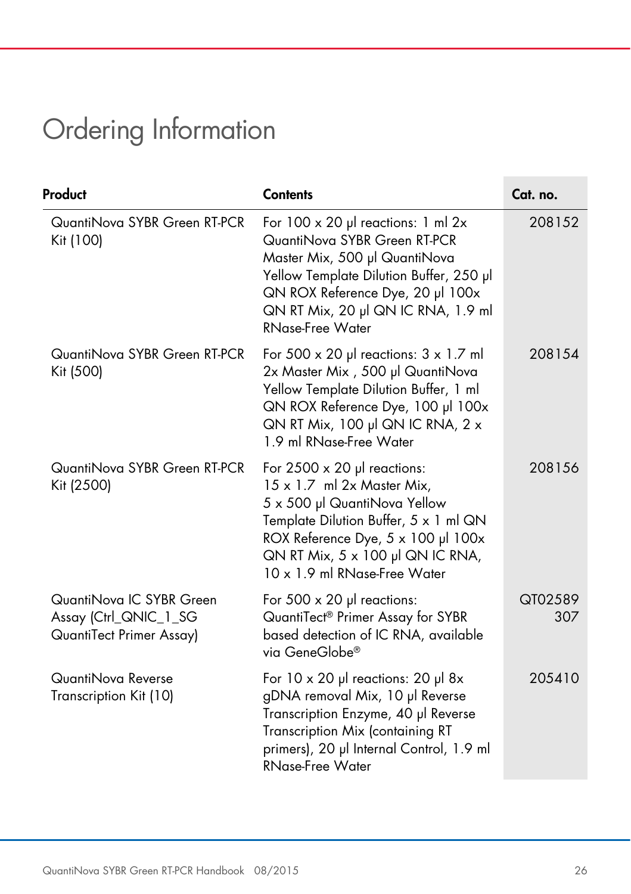# Ordering Information

| Product | Contents | Cat. no. |
|---|---|---|
| QuantiNova SYBR Green RT-PCR Kit (100) | For 100 x 20 µl reactions: 1 ml 2x QuantiNova SYBR Green RT-PCR Master Mix, 500 µl QuantiNova Yellow Template Dilution Buffer, 250 µl QN ROX Reference Dye, 20 µl 100x QN RT Mix, 20 µl QN IC RNA, 1.9 ml RNase-Free Water | 208152 |
| QuantiNova SYBR Green RT-PCR Kit (500) | For 500 x 20 µl reactions: 3 x 1.7 ml 2x Master Mix , 500 µl QuantiNova Yellow Template Dilution Buffer, 1 ml QN ROX Reference Dye, 100 µl 100x QN RT Mix, 100 µl QN IC RNA, 2 x 1.9 ml RNase-Free Water | 208154 |
| QuantiNova SYBR Green RT-PCR Kit (2500) | For 2500 x 20 µl reactions: 15 x 1.7 ml 2x Master Mix, 5 x 500 µl QuantiNova Yellow Template Dilution Buffer, 5 x 1 ml QN ROX Reference Dye, 5 x 100 µl 100x QN RT Mix, 5 x 100 µl QN IC RNA, 10 x 1.9 ml RNase-Free Water | 208156 |
| QuantiNova IC SYBR Green Assay (Ctrl_QNIC_1_SG QuantiTect Primer Assay) | For 500 x 20 µl reactions: QuantiTect® Primer Assay for SYBR based detection of IC RNA, available via GeneGlobe® | QT02589307 |
| QuantiNova Reverse Transcription Kit (10) | For 10 x 20 µl reactions: 20 µl 8x gDNA removal Mix, 10 µl Reverse Transcription Enzyme, 40 µl Reverse Transcription Mix (containing RT primers), 20 µl Internal Control, 1.9 ml RNase-Free Water | 205410 |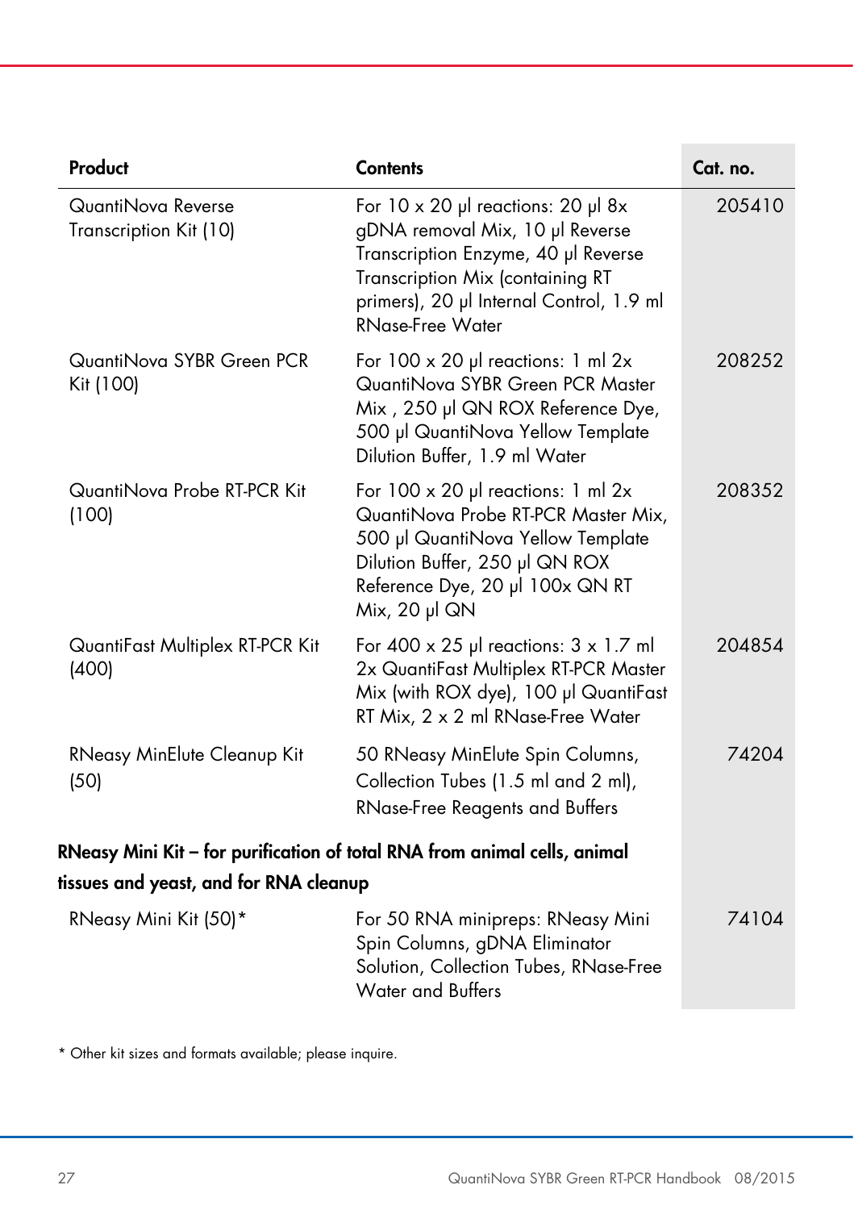| Product | Contents | Cat. no. |
| --- | --- | --- |
| QuantiNova Reverse Transcription Kit (10) | For 10 x 20 µl reactions: 20 µl 8x gDNA removal Mix, 10 µl Reverse Transcription Enzyme, 40 µl Reverse Transcription Mix (containing RT primers), 20 µl Internal Control, 1.9 ml RNase-Free Water | 205410 |
| QuantiNova SYBR Green PCR Kit (100) | For 100 x 20 µl reactions: 1 ml 2x QuantiNova SYBR Green PCR Master Mix , 250 µl QN ROX Reference Dye, 500 µl QuantiNova Yellow Template Dilution Buffer, 1.9 ml Water | 208252 |
| QuantiNova Probe RT-PCR Kit (100) | For 100 x 20 µl reactions: 1 ml 2x QuantiNova Probe RT-PCR Master Mix, 500 µl QuantiNova Yellow Template Dilution Buffer, 250 µl QN ROX Reference Dye, 20 µl 100x QN RT Mix, 20 µl QN | 208352 |
| QuantiFast Multiplex RT-PCR Kit (400) | For 400 x 25 µl reactions: 3 x 1.7 ml 2x QuantiFast Multiplex RT-PCR Master Mix (with ROX dye), 100 µl QuantiFast RT Mix, 2 x 2 ml RNase-Free Water | 204854 |
| RNeasy MinElute Cleanup Kit (50) | 50 RNeasy MinElute Spin Columns, Collection Tubes (1.5 ml and 2 ml), RNase-Free Reagents and Buffers | 74204 |
| **RNeasy Mini Kit – for purification of total RNA from animal cells, animal tissues and yeast, and for RNA cleanup** | | |
| RNeasy Mini Kit (50)* | For 50 RNA minipreps: RNeasy Mini Spin Columns, gDNA Eliminator Solution, Collection Tubes, RNase-Free Water and Buffers | 74104 |

\* Other kit sizes and formats available; please inquire.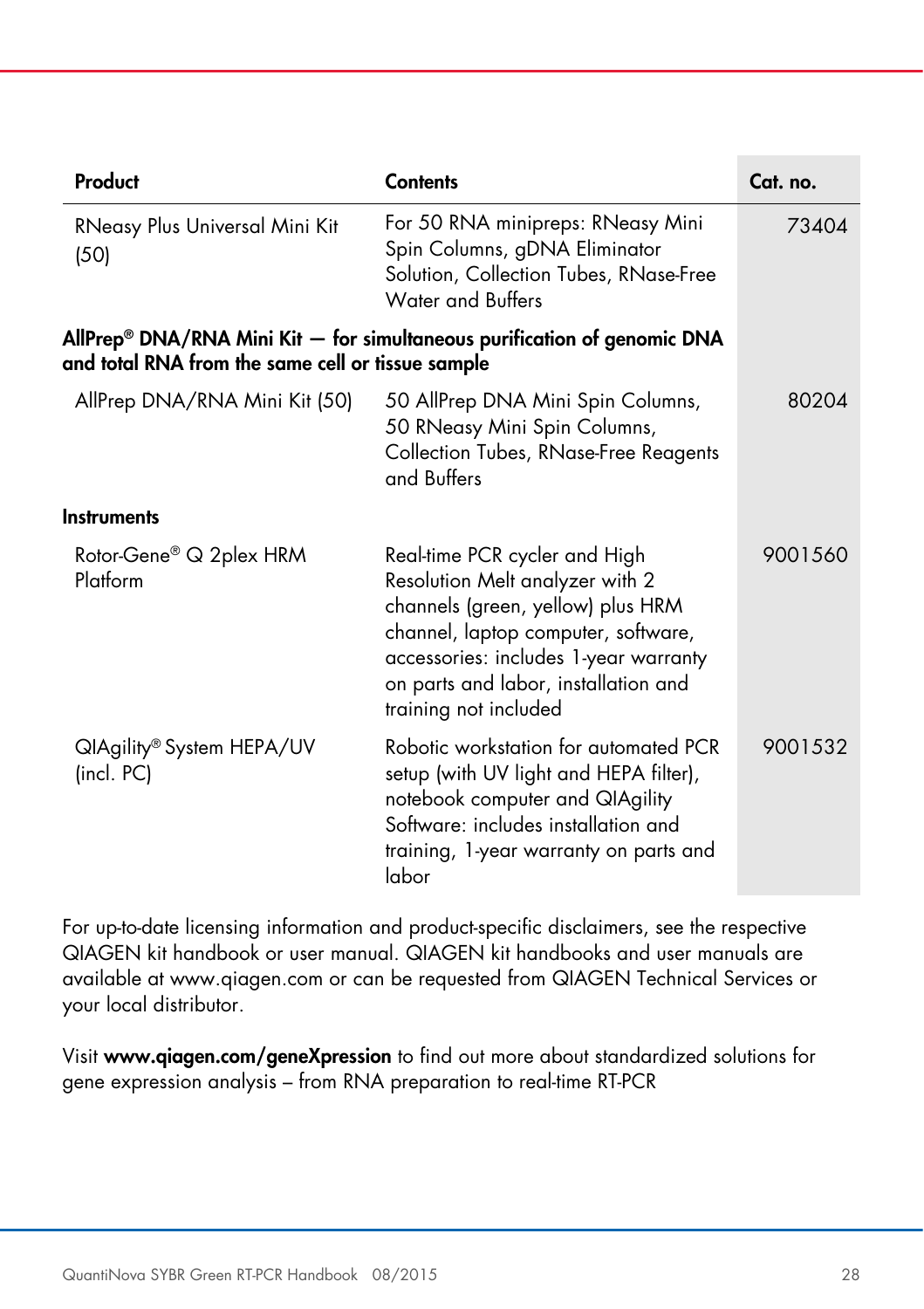| Product | Contents | Cat. no. |
|---|---|---|
| RNeasy Plus Universal Mini Kit (50) | For 50 RNA minipreps: RNeasy Mini Spin Columns, gDNA Eliminator Solution, Collection Tubes, RNase-Free Water and Buffers | 73404 |
| **AllPrep® DNA/RNA Mini Kit — for simultaneous purification of genomic DNA and total RNA from the same cell or tissue sample** | | |
| AllPrep DNA/RNA Mini Kit (50) | 50 AllPrep DNA Mini Spin Columns, 50 RNeasy Mini Spin Columns, Collection Tubes, RNase-Free Reagents and Buffers | 80204 |
| **Instruments** | | |
| Rotor-Gene® Q 2plex HRM Platform | Real-time PCR cycler and High Resolution Melt analyzer with 2 channels (green, yellow) plus HRM channel, laptop computer, software, accessories: includes 1-year warranty on parts and labor, installation and training not included | 9001560 |
| QIAgility® System HEPA/UV (incl. PC) | Robotic workstation for automated PCR setup (with UV light and HEPA filter), notebook computer and QIAgility Software: includes installation and training, 1-year warranty on parts and labor | 9001532 |

For up-to-date licensing information and product-specific disclaimers, see the respective QIAGEN kit handbook or user manual. QIAGEN kit handbooks and user manuals are available at www.qiagen.com or can be requested from QIAGEN Technical Services or your local distributor.

Visit **www.qiagen.com/geneXpression** to find out more about standardized solutions for gene expression analysis – from RNA preparation to real-time RT-PCR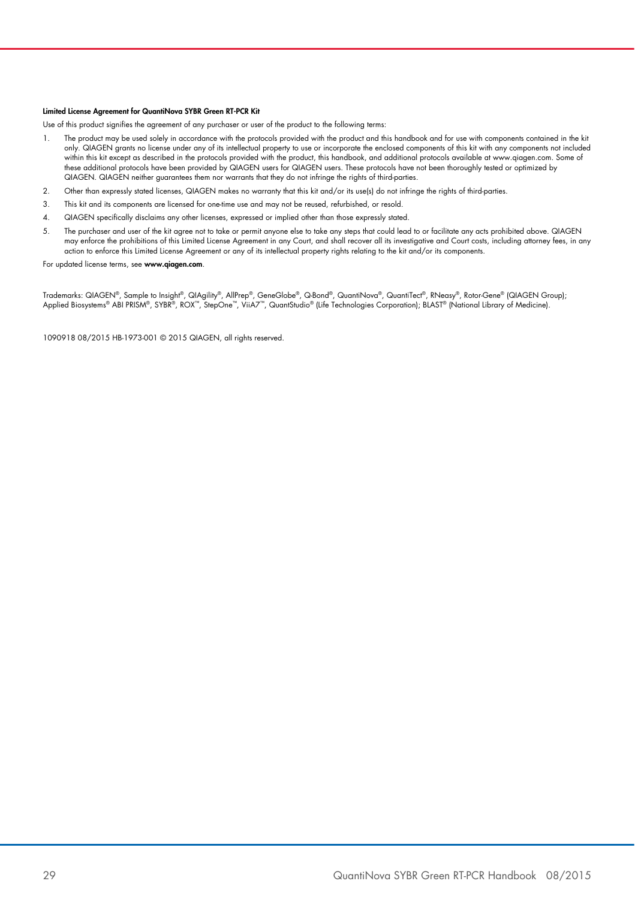**Limited License Agreement for QuantiNova SYBR Green RT-PCR Kit**

Use of this product signifies the agreement of any purchaser or user of the product to the following terms:

1. The product may be used solely in accordance with the protocols provided with the product and this handbook and for use with components contained in the kit only. QIAGEN grants no license under any of its intellectual property to use or incorporate the enclosed components of this kit with any components not included within this kit except as described in the protocols provided with the product, this handbook, and additional protocols available at www.qiagen.com. Some of these additional protocols have been provided by QIAGEN users for QIAGEN users. These protocols have not been thoroughly tested or optimized by QIAGEN. QIAGEN neither guarantees them nor warrants that they do not infringe the rights of third-parties.
2. Other than expressly stated licenses, QIAGEN makes no warranty that this kit and/or its use(s) do not infringe the rights of third-parties.
3. This kit and its components are licensed for one-time use and may not be reused, refurbished, or resold.
4. QIAGEN specifically disclaims any other licenses, expressed or implied other than those expressly stated.
5. The purchaser and user of the kit agree not to take or permit anyone else to take any steps that could lead to or facilitate any acts prohibited above. QIAGEN may enforce the prohibitions of this Limited License Agreement in any Court, and shall recover all its investigative and Court costs, including attorney fees, in any action to enforce this Limited License Agreement or any of its intellectual property rights relating to the kit and/or its components.

For updated license terms, see **www.qiagen.com**.

Trademarks: QIAGEN®, Sample to Insight®, QIAgility®, AllPrep®, GeneGlobe®, Q-Bond®, QuantiNova®, QuantiTect®, RNeasy®, Rotor-Gene® (QIAGEN Group); Applied Biosystems® ABI PRISM®, SYBR®, ROX™, StepOne™, ViiA7™, QuantStudio® (Life Technologies Corporation); BLAST® (National Library of Medicine).

1090918 08/2015 HB-1973-001 © 2015 QIAGEN, all rights reserved.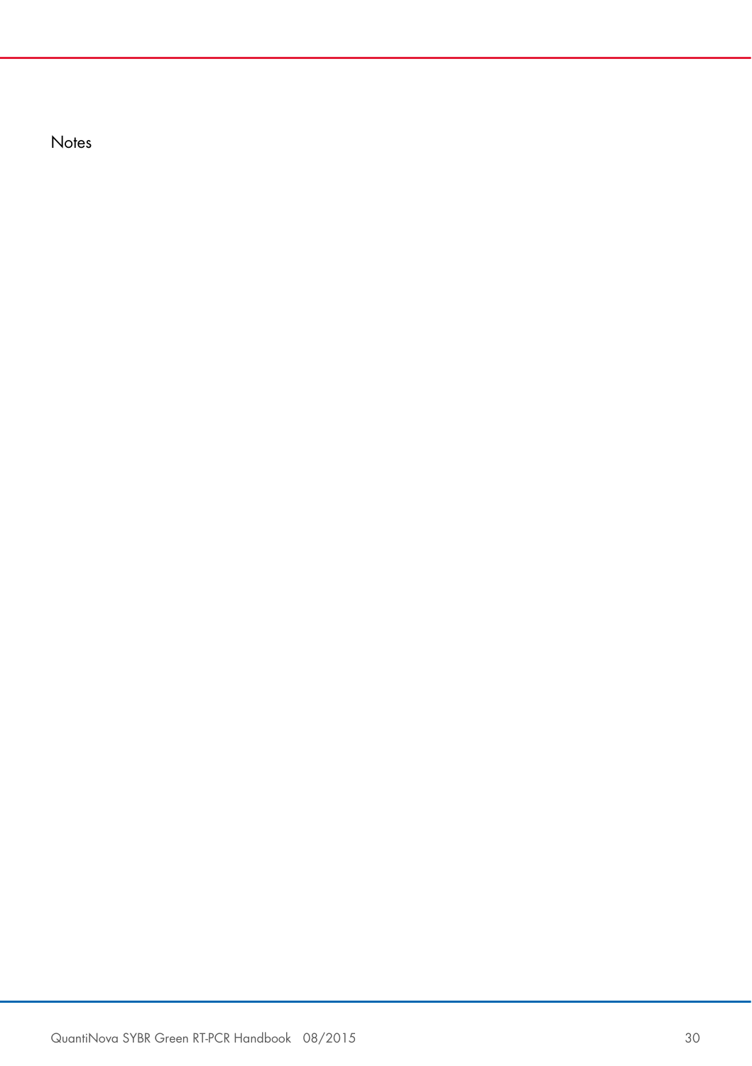Notes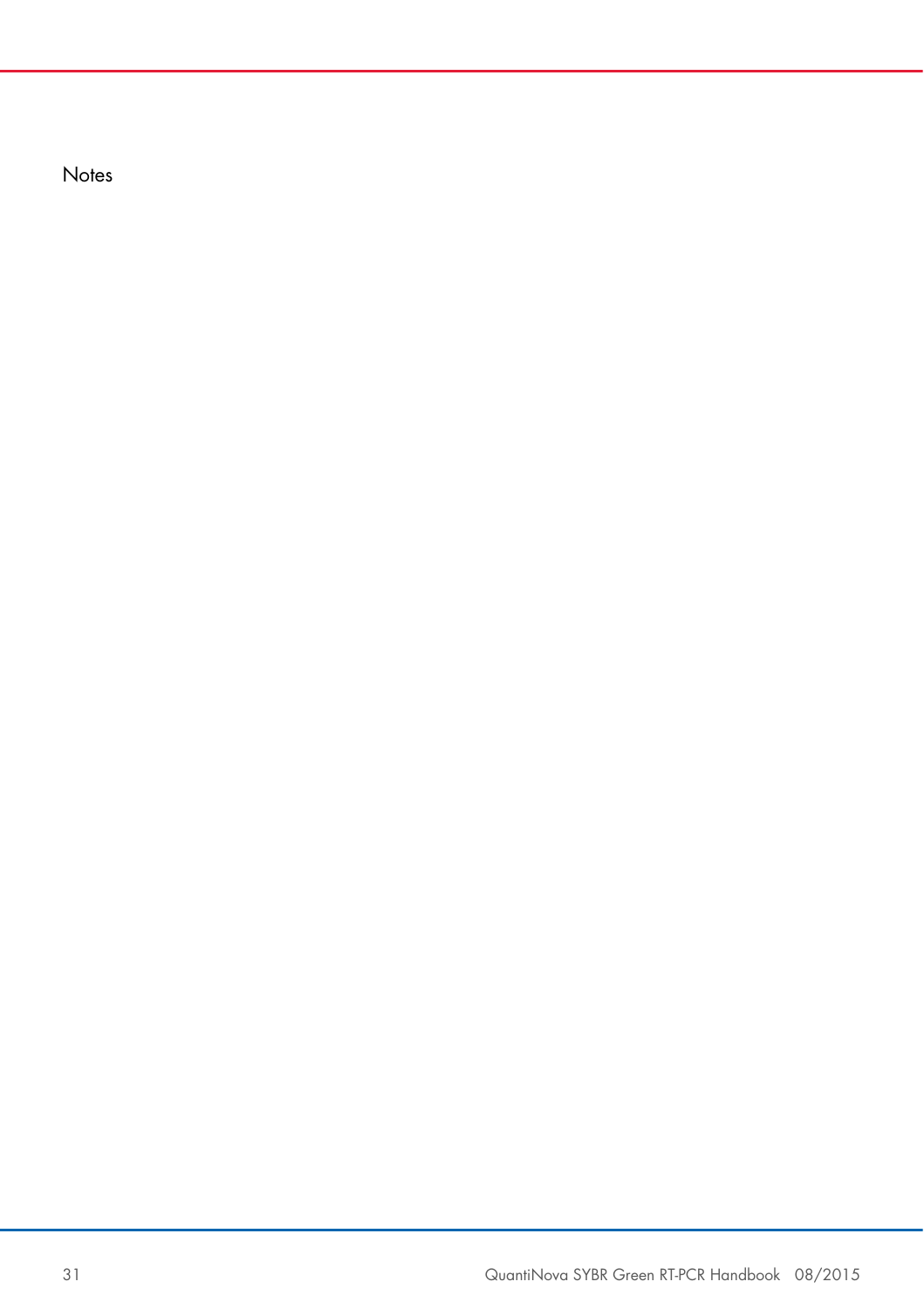Notes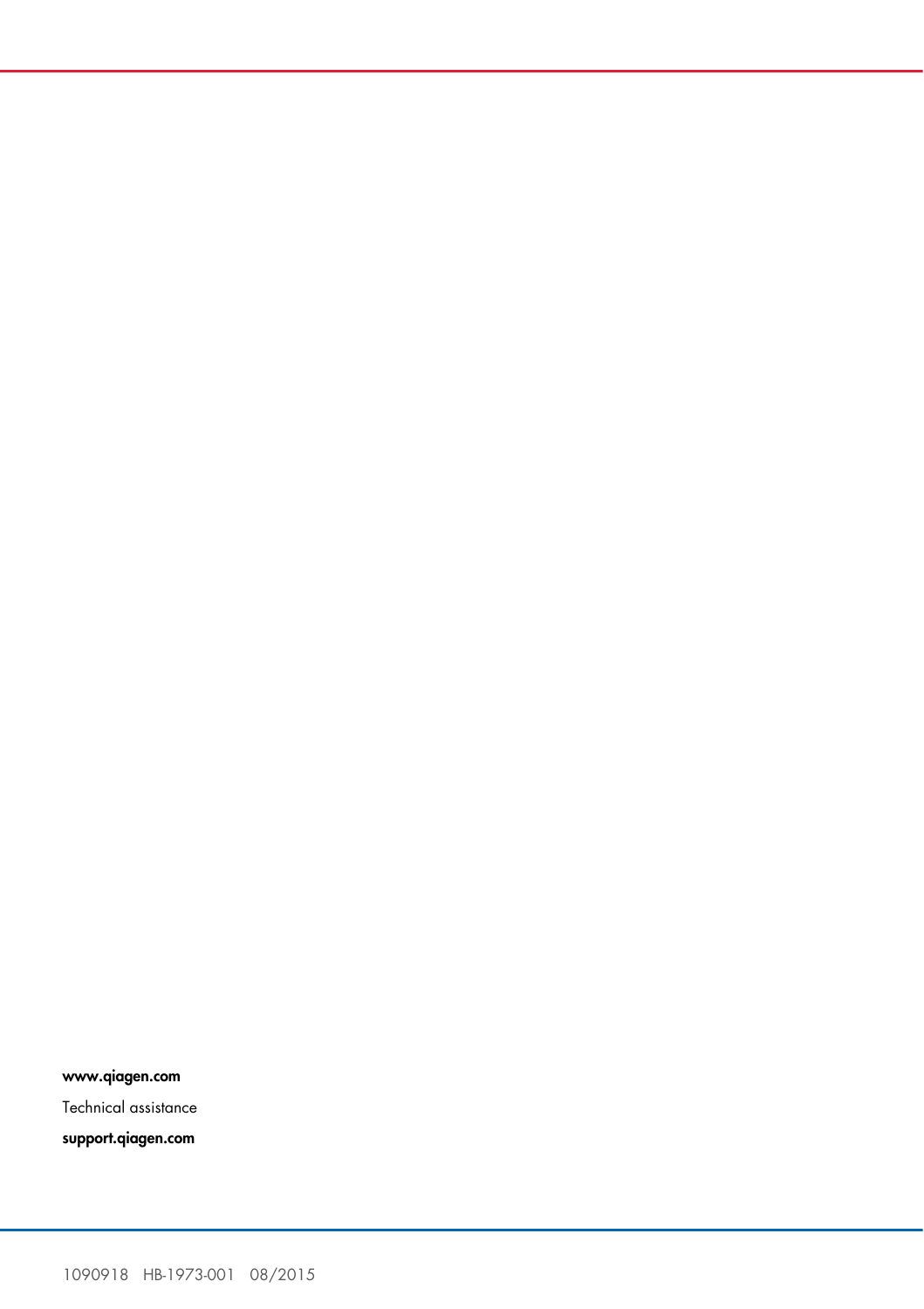**www.qiagen.com**

Technical assistance

**support.qiagen.com**

1090918 HB-1973-001 08/2015